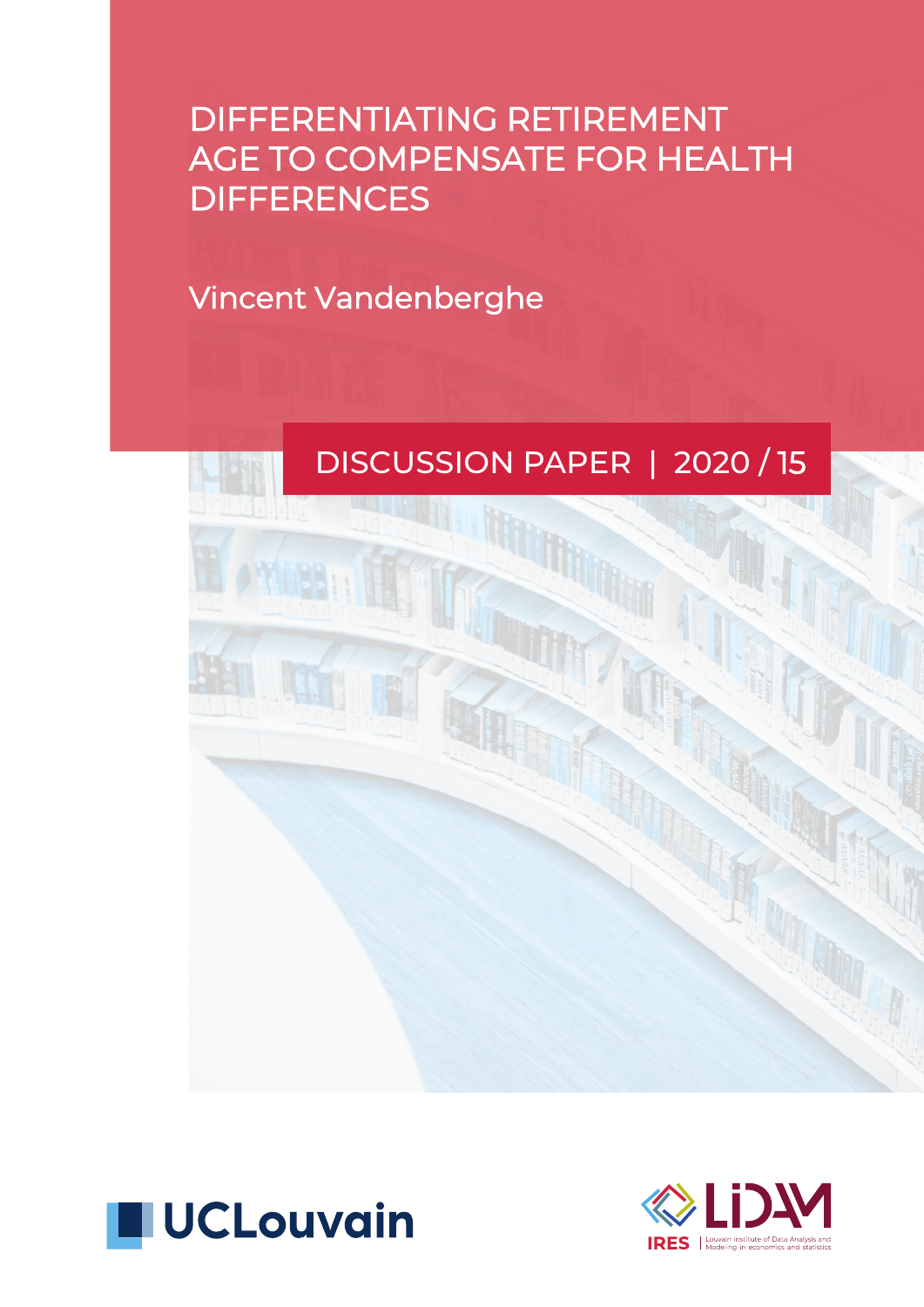# DIFFERENTIATING RETIREMENT AGE TO COMPENSATE FOR HEALTH DIFFERENCES

Vincent Vandenberghe

DISCUSSION PAPER | 2020 / 15

UCLouvain

LIDAM

IRES | Louvain Institute of Data Analysis and Modeling in economics and statistics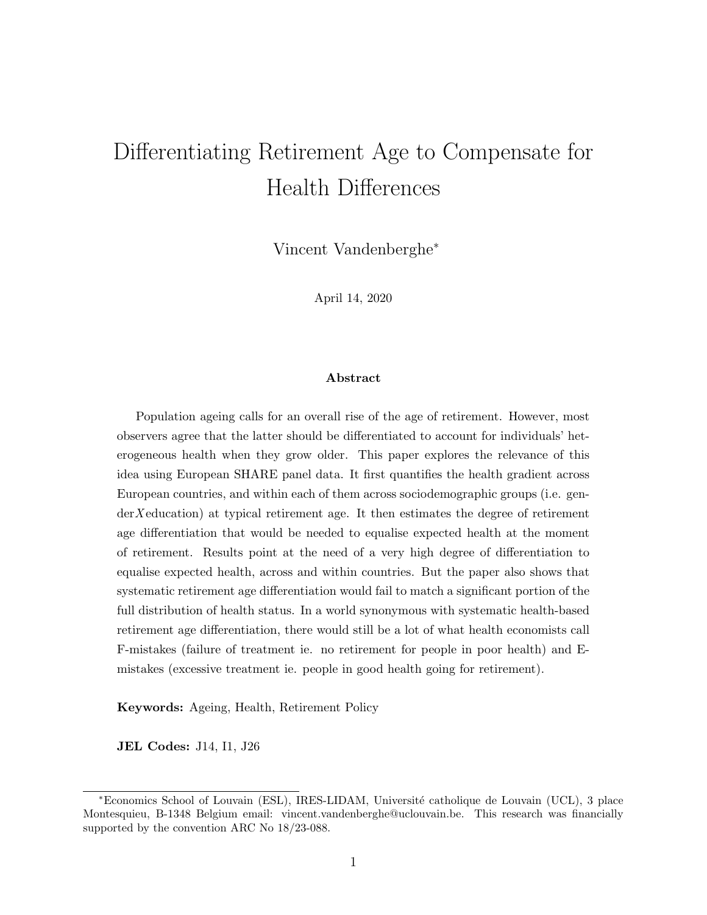# Differentiating Retirement Age to Compensate for Health Differences

Vincent Vandenberghe*

April 14, 2020

### Abstract

Population ageing calls for an overall rise of the age of retirement. However, most observers agree that the latter should be differentiated to account for individuals' heterogeneous health when they grow older. This paper explores the relevance of this idea using European SHARE panel data. It first quantifies the health gradient across European countries, and within each of them across sociodemographic groups (i.e. gender$X$education) at typical retirement age. It then estimates the degree of retirement age differentiation that would be needed to equalise expected health at the moment of retirement. Results point at the need of a very high degree of differentiation to equalise expected health, across and within countries. But the paper also shows that systematic retirement age differentiation would fail to match a significant portion of the full distribution of health status. In a world synonymous with systematic health-based retirement age differentiation, there would still be a lot of what health economists call F-mistakes (failure of treatment ie. no retirement for people in poor health) and E-mistakes (excessive treatment ie. people in good health going for retirement).

**Keywords:** Ageing, Health, Retirement Policy

**JEL Codes:** J14, I1, J26

---

*Economics School of Louvain (ESL), IRES-LIDAM, Université catholique de Louvain (UCL), 3 place Montesquieu, B-1348 Belgium email: vincent.vandenberghe@uclouvain.be. This research was financially supported by the convention ARC No 18/23-088.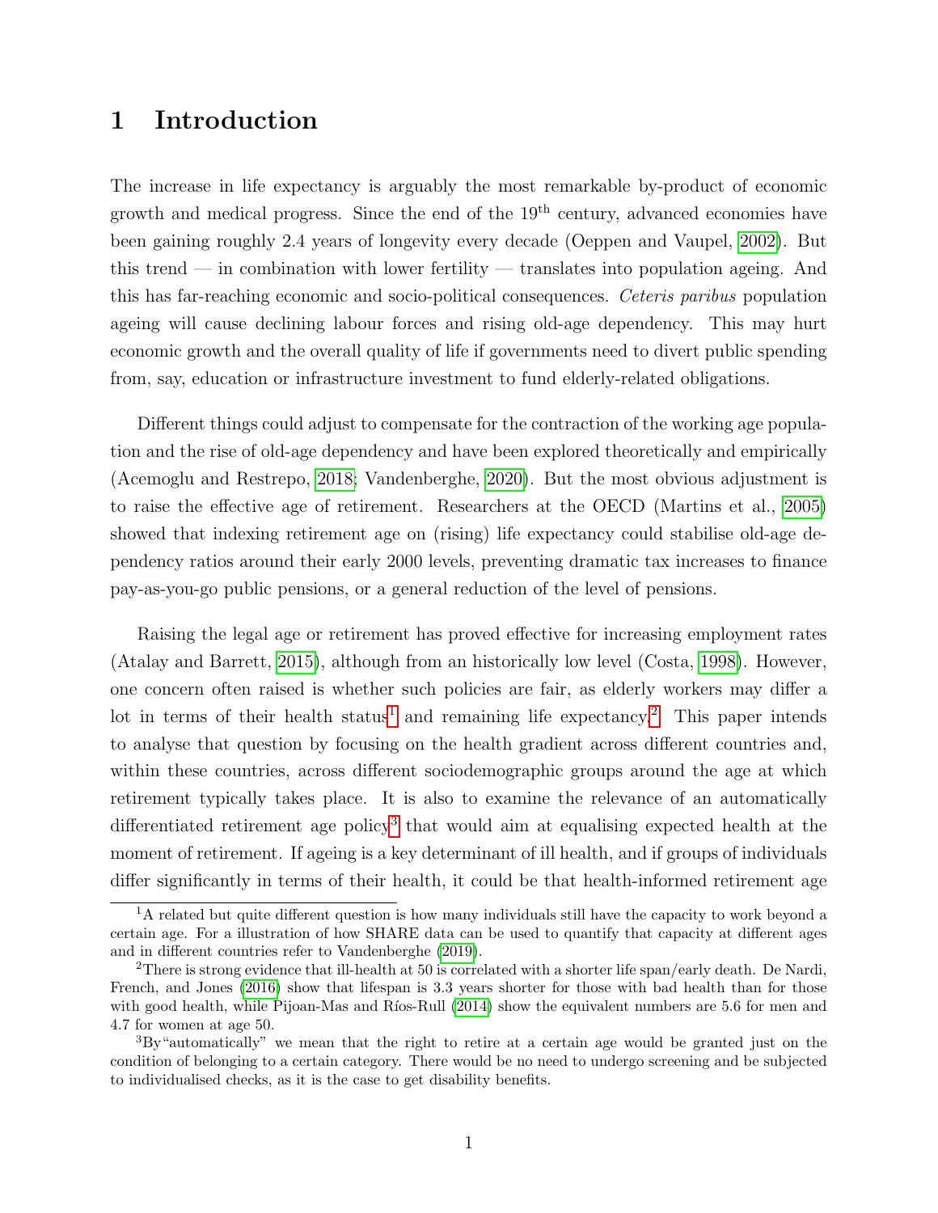# 1 Introduction

The increase in life expectancy is arguably the most remarkable by-product of economic growth and medical progress. Since the end of the 19th century, advanced economies have been gaining roughly 2.4 years of longevity every decade (Oeppen and Vaupel, 2002). But this trend — in combination with lower fertility — translates into population ageing. And this has far-reaching economic and socio-political consequences. *Ceteris paribus* population ageing will cause declining labour forces and rising old-age dependency. This may hurt economic growth and the overall quality of life if governments need to divert public spending from, say, education or infrastructure investment to fund elderly-related obligations.

Different things could adjust to compensate for the contraction of the working age population and the rise of old-age dependency and have been explored theoretically and empirically (Acemoglu and Restrepo, 2018; Vandenberghe, 2020). But the most obvious adjustment is to raise the effective age of retirement. Researchers at the OECD (Martins et al., 2005) showed that indexing retirement age on (rising) life expectancy could stabilise old-age dependency ratios around their early 2000 levels, preventing dramatic tax increases to finance pay-as-you-go public pensions, or a general reduction of the level of pensions.

Raising the legal age or retirement has proved effective for increasing employment rates (Atalay and Barrett, 2015), although from an historically low level (Costa, 1998). However, one concern often raised is whether such policies are fair, as elderly workers may differ a lot in terms of their health status[1] and remaining life expectancy.[2] This paper intends to analyse that question by focusing on the health gradient across different countries and, within these countries, across different sociodemographic groups around the age at which retirement typically takes place. It is also to examine the relevance of an automatically differentiated retirement age policy[3] that would aim at equalising expected health at the moment of retirement. If ageing is a key determinant of ill health, and if groups of individuals differ significantly in terms of their health, it could be that health-informed retirement age

[1] A related but quite different question is how many individuals still have the capacity to work beyond a certain age. For a illustration of how SHARE data can be used to quantify that capacity at different ages and in different countries refer to Vandenberghe (2019).

[2] There is strong evidence that ill-health at 50 is correlated with a shorter life span/early death. De Nardi, French, and Jones (2016) show that lifespan is 3.3 years shorter for those with bad health than for those with good health, while Pijoan-Mas and Ríos-Rull (2014) show the equivalent numbers are 5.6 for men and 4.7 for women at age 50.

[3] By"automatically" we mean that the right to retire at a certain age would be granted just on the condition of belonging to a certain category. There would be no need to undergo screening and be subjected to individualised checks, as it is the case to get disability benefits.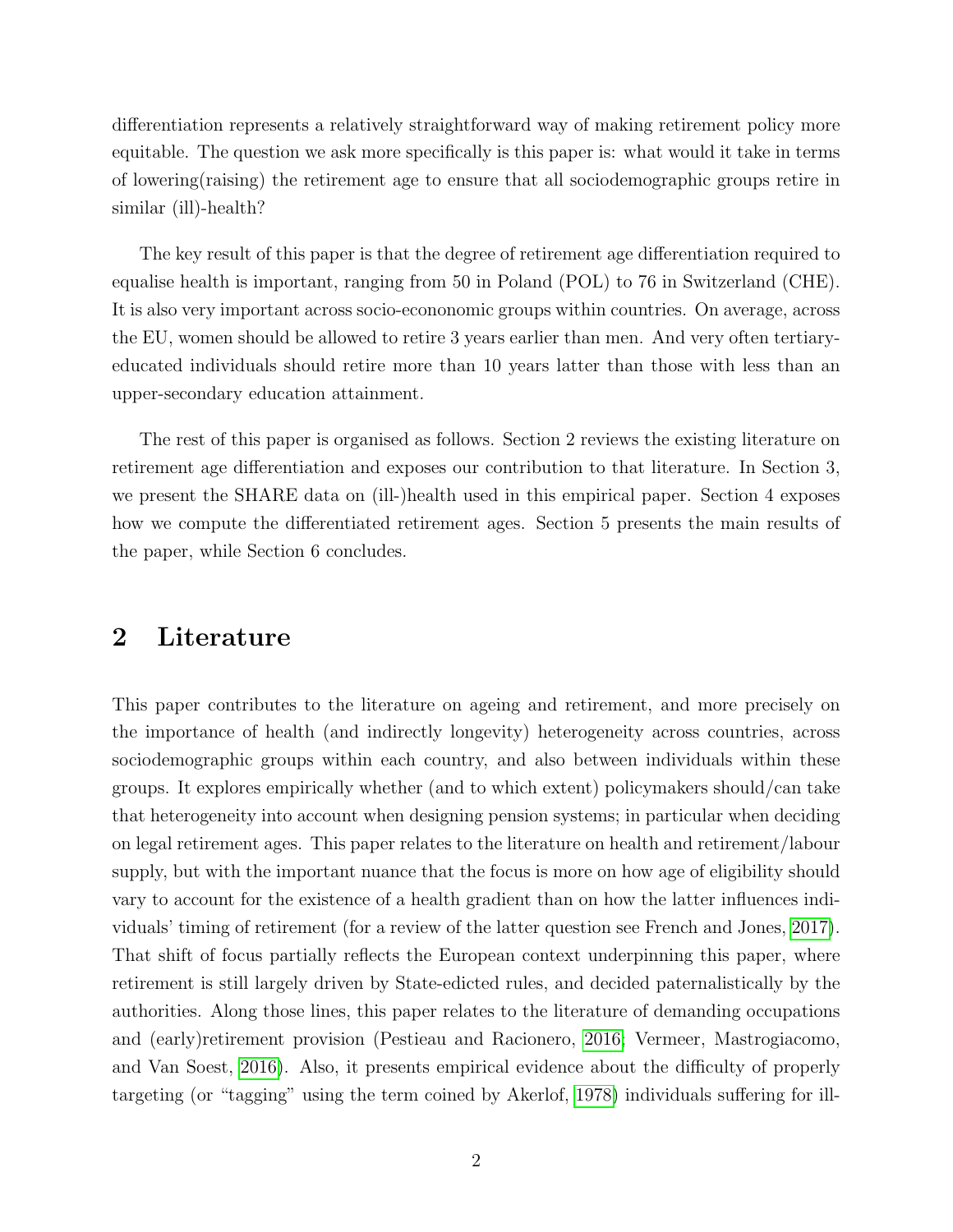differentiation represents a relatively straightforward way of making retirement policy more equitable. The question we ask more specifically is this paper is: what would it take in terms of lowering(raising) the retirement age to ensure that all sociodemographic groups retire in similar (ill)-health?

The key result of this paper is that the degree of retirement age differentiation required to equalise health is important, ranging from 50 in Poland (POL) to 76 in Switzerland (CHE). It is also very important across socio-econonomic groups within countries. On average, across the EU, women should be allowed to retire 3 years earlier than men. And very often tertiary-educated individuals should retire more than 10 years latter than those with less than an upper-secondary education attainment.

The rest of this paper is organised as follows. Section 2 reviews the existing literature on retirement age differentiation and exposes our contribution to that literature. In Section 3, we present the SHARE data on (ill-)health used in this empirical paper. Section 4 exposes how we compute the differentiated retirement ages. Section 5 presents the main results of the paper, while Section 6 concludes.

## 2 Literature

This paper contributes to the literature on ageing and retirement, and more precisely on the importance of health (and indirectly longevity) heterogeneity across countries, across sociodemographic groups within each country, and also between individuals within these groups. It explores empirically whether (and to which extent) policymakers should/can take that heterogeneity into account when designing pension systems; in particular when deciding on legal retirement ages. This paper relates to the literature on health and retirement/labour supply, but with the important nuance that the focus is more on how age of eligibility should vary to account for the existence of a health gradient than on how the latter influences individuals' timing of retirement (for a review of the latter question see French and Jones, 2017). That shift of focus partially reflects the European context underpinning this paper, where retirement is still largely driven by State-edicted rules, and decided paternalistically by the authorities. Along those lines, this paper relates to the literature of demanding occupations and (early)retirement provision (Pestieau and Racionero, 2016; Vermeer, Mastrogiacomo, and Van Soest, 2016). Also, it presents empirical evidence about the difficulty of properly targeting (or "tagging" using the term coined by Akerlof, 1978) individuals suffering for ill-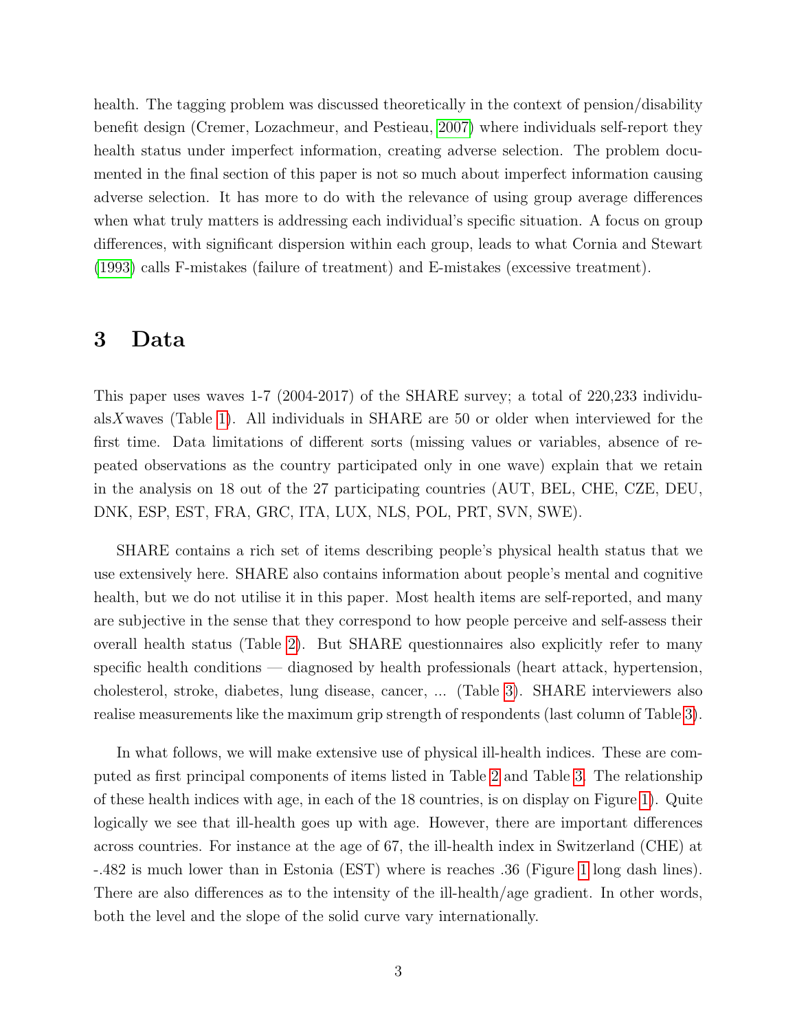health. The tagging problem was discussed theoretically in the context of pension/disability benefit design (Cremer, Lozachmeur, and Pestieau, 2007) where individuals self-report they health status under imperfect information, creating adverse selection. The problem documented in the final section of this paper is not so much about imperfect information causing adverse selection. It has more to do with the relevance of using group average differences when what truly matters is addressing each individual's specific situation. A focus on group differences, with significant dispersion within each group, leads to what Cornia and Stewart (1993) calls F-mistakes (failure of treatment) and E-mistakes (excessive treatment).

## 3 Data

This paper uses waves 1-7 (2004-2017) of the SHARE survey; a total of 220,233 individuals$X$waves (Table 1). All individuals in SHARE are 50 or older when interviewed for the first time. Data limitations of different sorts (missing values or variables, absence of repeated observations as the country participated only in one wave) explain that we retain in the analysis on 18 out of the 27 participating countries (AUT, BEL, CHE, CZE, DEU, DNK, ESP, EST, FRA, GRC, ITA, LUX, NLS, POL, PRT, SVN, SWE).

SHARE contains a rich set of items describing people's physical health status that we use extensively here. SHARE also contains information about people's mental and cognitive health, but we do not utilise it in this paper. Most health items are self-reported, and many are subjective in the sense that they correspond to how people perceive and self-assess their overall health status (Table 2). But SHARE questionnaires also explicitly refer to many specific health conditions — diagnosed by health professionals (heart attack, hypertension, cholesterol, stroke, diabetes, lung disease, cancer, ... (Table 3). SHARE interviewers also realise measurements like the maximum grip strength of respondents (last column of Table 3).

In what follows, we will make extensive use of physical ill-health indices. These are computed as first principal components of items listed in Table 2 and Table 3. The relationship of these health indices with age, in each of the 18 countries, is on display on Figure 1). Quite logically we see that ill-health goes up with age. However, there are important differences across countries. For instance at the age of 67, the ill-health index in Switzerland (CHE) at -.482 is much lower than in Estonia (EST) where is reaches .36 (Figure 1 long dash lines). There are also differences as to the intensity of the ill-health/age gradient. In other words, both the level and the slope of the solid curve vary internationally.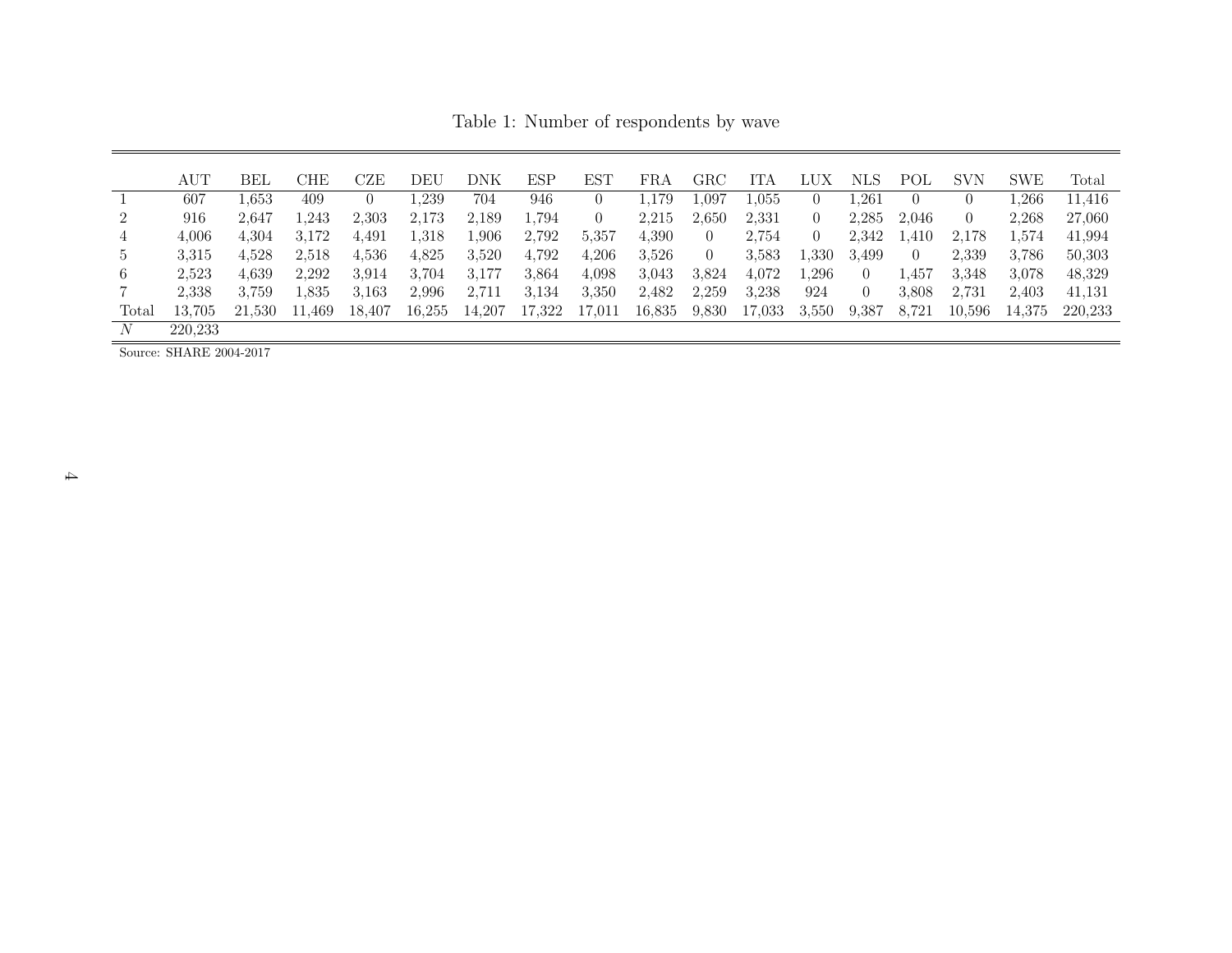Table 1: Number of respondents by wave

| | AUT | BEL | CHE | CZE | DEU | DNK | ESP | EST | FRA | GRC | ITA | LUX | NLS | POL | SVN | SWE | Total |
|---|---|---|---|---|---|---|---|---|---|---|---|---|---|---|---|---|---|
| 1 | 607 | 1,653 | 409 | 0 | 1,239 | 704 | 946 | 0 | 1,179 | 1,097 | 1,055 | 0 | 1,261 | 0 | 0 | 1,266 | 11,416 |
| 2 | 916 | 2,647 | 1,243 | 2,303 | 2,173 | 2,189 | 1,794 | 0 | 2,215 | 2,650 | 2,331 | 0 | 2,285 | 2,046 | 0 | 2,268 | 27,060 |
| 4 | 4,006 | 4,304 | 3,172 | 4,491 | 1,318 | 1,906 | 2,792 | 5,357 | 4,390 | 0 | 2,754 | 0 | 2,342 | 1,410 | 2,178 | 1,574 | 41,994 |
| 5 | 3,315 | 4,528 | 2,518 | 4,536 | 4,825 | 3,520 | 4,792 | 4,206 | 3,526 | 0 | 3,583 | 1,330 | 3,499 | 0 | 2,339 | 3,786 | 50,303 |
| 6 | 2,523 | 4,639 | 2,292 | 3,914 | 3,704 | 3,177 | 3,864 | 4,098 | 3,043 | 3,824 | 4,072 | 1,296 | 0 | 1,457 | 3,348 | 3,078 | 48,329 |
| 7 | 2,338 | 3,759 | 1,835 | 3,163 | 2,996 | 2,711 | 3,134 | 3,350 | 2,482 | 2,259 | 3,238 | 924 | 0 | 3,808 | 2,731 | 2,403 | 41,131 |
| Total | 13,705 | 21,530 | 11,469 | 18,407 | 16,255 | 14,207 | 17,322 | 17,011 | 16,835 | 9,830 | 17,033 | 3,550 | 9,387 | 8,721 | 10,596 | 14,375 | 220,233 |
| $N$ | 220,233 | | | | | | | | | | | | | | | | |

Source: SHARE 2004-2017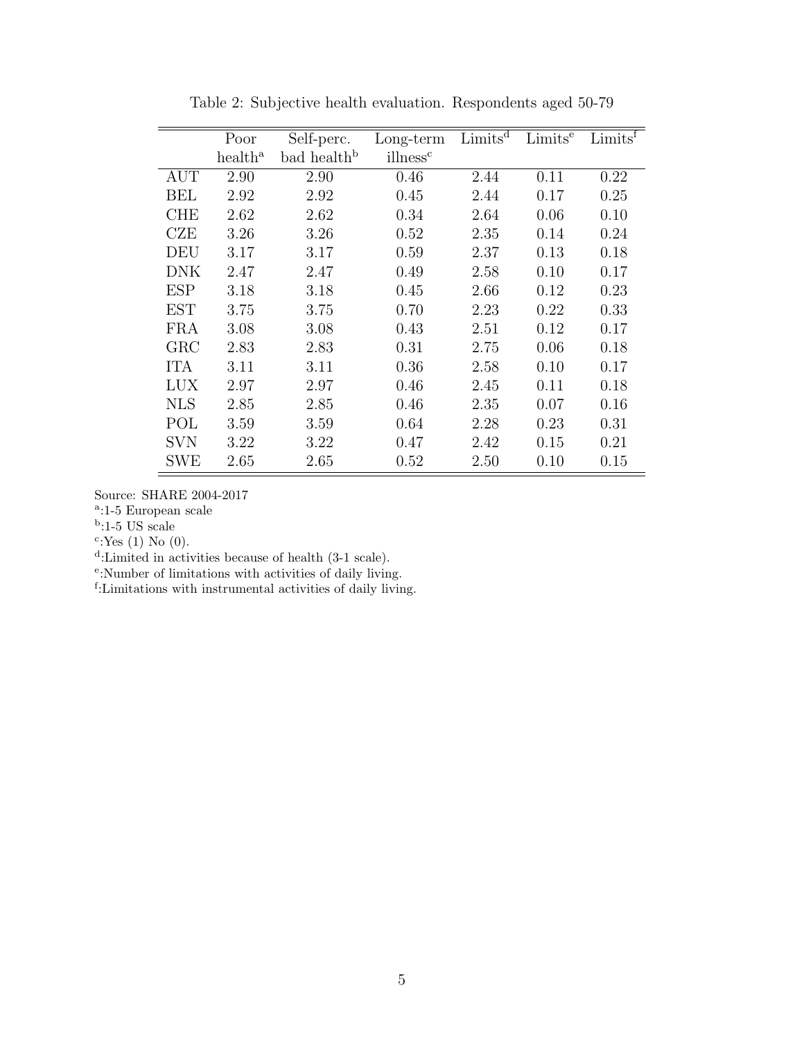Table 2: Subjective health evaluation. Respondents aged 50-79

| | Poor health[a] | Self-perc. bad health[b] | Long-term illness[c] | Limits[d] | Limits[e] | Limits[f] |
|---|---|---|---|---|---|---|
| AUT | 2.90 | 2.90 | 0.46 | 2.44 | 0.11 | 0.22 |
| BEL | 2.92 | 2.92 | 0.45 | 2.44 | 0.17 | 0.25 |
| CHE | 2.62 | 2.62 | 0.34 | 2.64 | 0.06 | 0.10 |
| CZE | 3.26 | 3.26 | 0.52 | 2.35 | 0.14 | 0.24 |
| DEU | 3.17 | 3.17 | 0.59 | 2.37 | 0.13 | 0.18 |
| DNK | 2.47 | 2.47 | 0.49 | 2.58 | 0.10 | 0.17 |
| ESP | 3.18 | 3.18 | 0.45 | 2.66 | 0.12 | 0.23 |
| EST | 3.75 | 3.75 | 0.70 | 2.23 | 0.22 | 0.33 |
| FRA | 3.08 | 3.08 | 0.43 | 2.51 | 0.12 | 0.17 |
| GRC | 2.83 | 2.83 | 0.31 | 2.75 | 0.06 | 0.18 |
| ITA | 3.11 | 3.11 | 0.36 | 2.58 | 0.10 | 0.17 |
| LUX | 2.97 | 2.97 | 0.46 | 2.45 | 0.11 | 0.18 |
| NLS | 2.85 | 2.85 | 0.46 | 2.35 | 0.07 | 0.16 |
| POL | 3.59 | 3.59 | 0.64 | 2.28 | 0.23 | 0.31 |
| SVN | 3.22 | 3.22 | 0.47 | 2.42 | 0.15 | 0.21 |
| SWE | 2.65 | 2.65 | 0.52 | 2.50 | 0.10 | 0.15 |

Source: SHARE 2004-2017

[a]:1-5 European scale

[b]:1-5 US scale

[c]:Yes (1) No (0).

[d]:Limited in activities because of health (3-1 scale).

[e]:Number of limitations with activities of daily living.

[f]:Limitations with instrumental activities of daily living.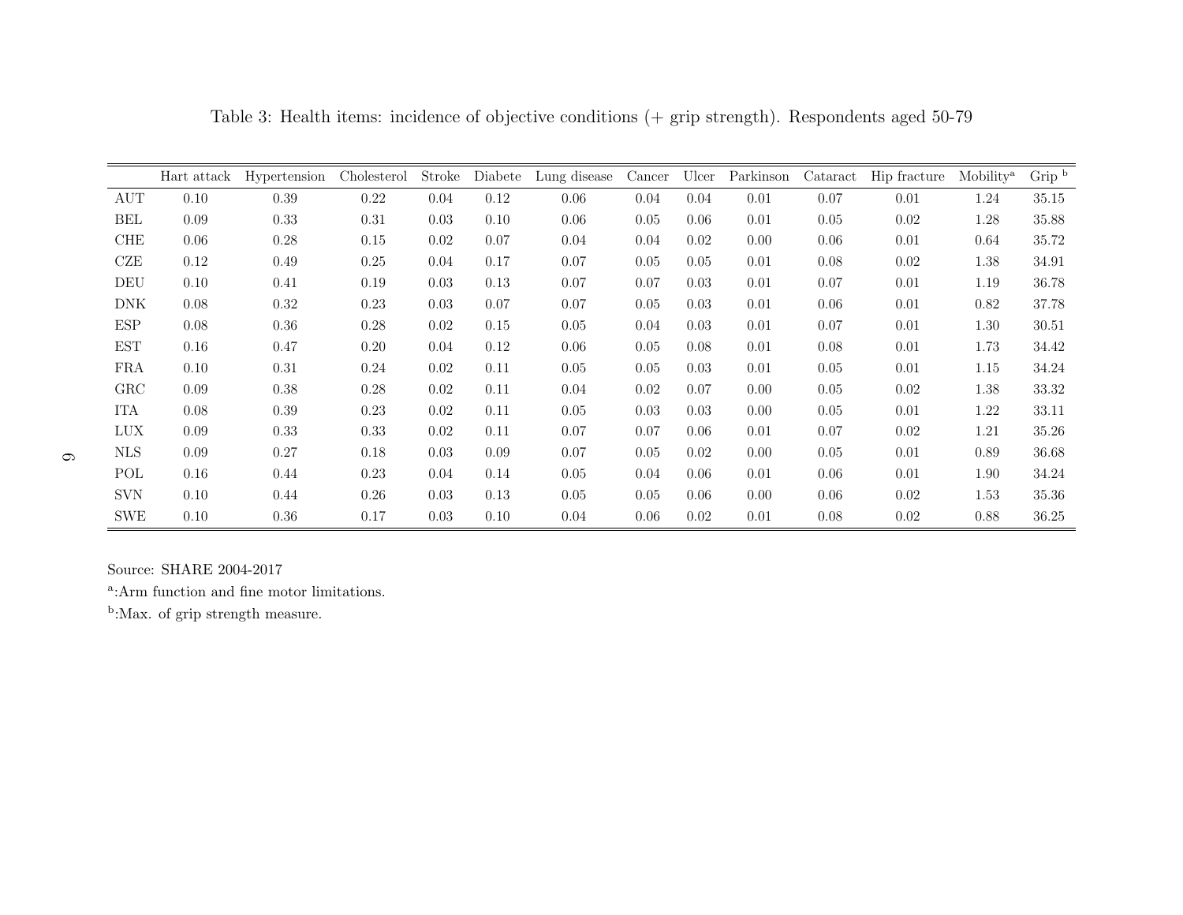Table 3: Health items: incidence of objective conditions (+ grip strength). Respondents aged 50-79

| | Hart attack | Hypertension | Cholesterol | Stroke | Diabete | Lung disease | Cancer | Ulcer | Parkinson | Cataract | Hip fracture | Mobility[a] | Grip [b] |
|---|---|---|---|---|---|---|---|---|---|---|---|---|---|
| AUT | 0.10 | 0.39 | 0.22 | 0.04 | 0.12 | 0.06 | 0.04 | 0.04 | 0.01 | 0.07 | 0.01 | 1.24 | 35.15 |
| BEL | 0.09 | 0.33 | 0.31 | 0.03 | 0.10 | 0.06 | 0.05 | 0.06 | 0.01 | 0.05 | 0.02 | 1.28 | 35.88 |
| CHE | 0.06 | 0.28 | 0.15 | 0.02 | 0.07 | 0.04 | 0.04 | 0.02 | 0.00 | 0.06 | 0.01 | 0.64 | 35.72 |
| CZE | 0.12 | 0.49 | 0.25 | 0.04 | 0.17 | 0.07 | 0.05 | 0.05 | 0.01 | 0.08 | 0.02 | 1.38 | 34.91 |
| DEU | 0.10 | 0.41 | 0.19 | 0.03 | 0.13 | 0.07 | 0.07 | 0.03 | 0.01 | 0.07 | 0.01 | 1.19 | 36.78 |
| DNK | 0.08 | 0.32 | 0.23 | 0.03 | 0.07 | 0.07 | 0.05 | 0.03 | 0.01 | 0.06 | 0.01 | 0.82 | 37.78 |
| ESP | 0.08 | 0.36 | 0.28 | 0.02 | 0.15 | 0.05 | 0.04 | 0.03 | 0.01 | 0.07 | 0.01 | 1.30 | 30.51 |
| EST | 0.16 | 0.47 | 0.20 | 0.04 | 0.12 | 0.06 | 0.05 | 0.08 | 0.01 | 0.08 | 0.01 | 1.73 | 34.42 |
| FRA | 0.10 | 0.31 | 0.24 | 0.02 | 0.11 | 0.05 | 0.05 | 0.03 | 0.01 | 0.05 | 0.01 | 1.15 | 34.24 |
| GRC | 0.09 | 0.38 | 0.28 | 0.02 | 0.11 | 0.04 | 0.02 | 0.07 | 0.00 | 0.05 | 0.02 | 1.38 | 33.32 |
| ITA | 0.08 | 0.39 | 0.23 | 0.02 | 0.11 | 0.05 | 0.03 | 0.03 | 0.00 | 0.05 | 0.01 | 1.22 | 33.11 |
| LUX | 0.09 | 0.33 | 0.33 | 0.02 | 0.11 | 0.07 | 0.07 | 0.06 | 0.01 | 0.07 | 0.02 | 1.21 | 35.26 |
| NLS | 0.09 | 0.27 | 0.18 | 0.03 | 0.09 | 0.07 | 0.05 | 0.02 | 0.00 | 0.05 | 0.01 | 0.89 | 36.68 |
| POL | 0.16 | 0.44 | 0.23 | 0.04 | 0.14 | 0.05 | 0.04 | 0.06 | 0.01 | 0.06 | 0.01 | 1.90 | 34.24 |
| SVN | 0.10 | 0.44 | 0.26 | 0.03 | 0.13 | 0.05 | 0.05 | 0.06 | 0.00 | 0.06 | 0.02 | 1.53 | 35.36 |
| SWE | 0.10 | 0.36 | 0.17 | 0.03 | 0.10 | 0.04 | 0.06 | 0.02 | 0.01 | 0.08 | 0.02 | 0.88 | 36.25 |

Source: SHARE 2004-2017

[a]:Arm function and fine motor limitations.

[b]:Max. of grip strength measure.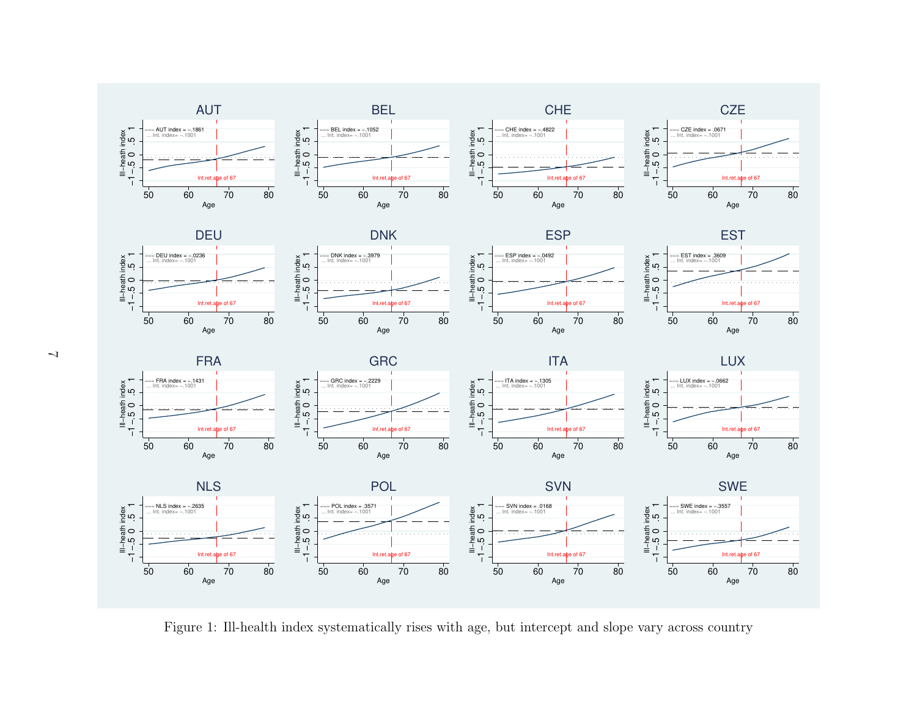Figure 1: Ill-health index systematically rises with age, but intercept and slope vary across country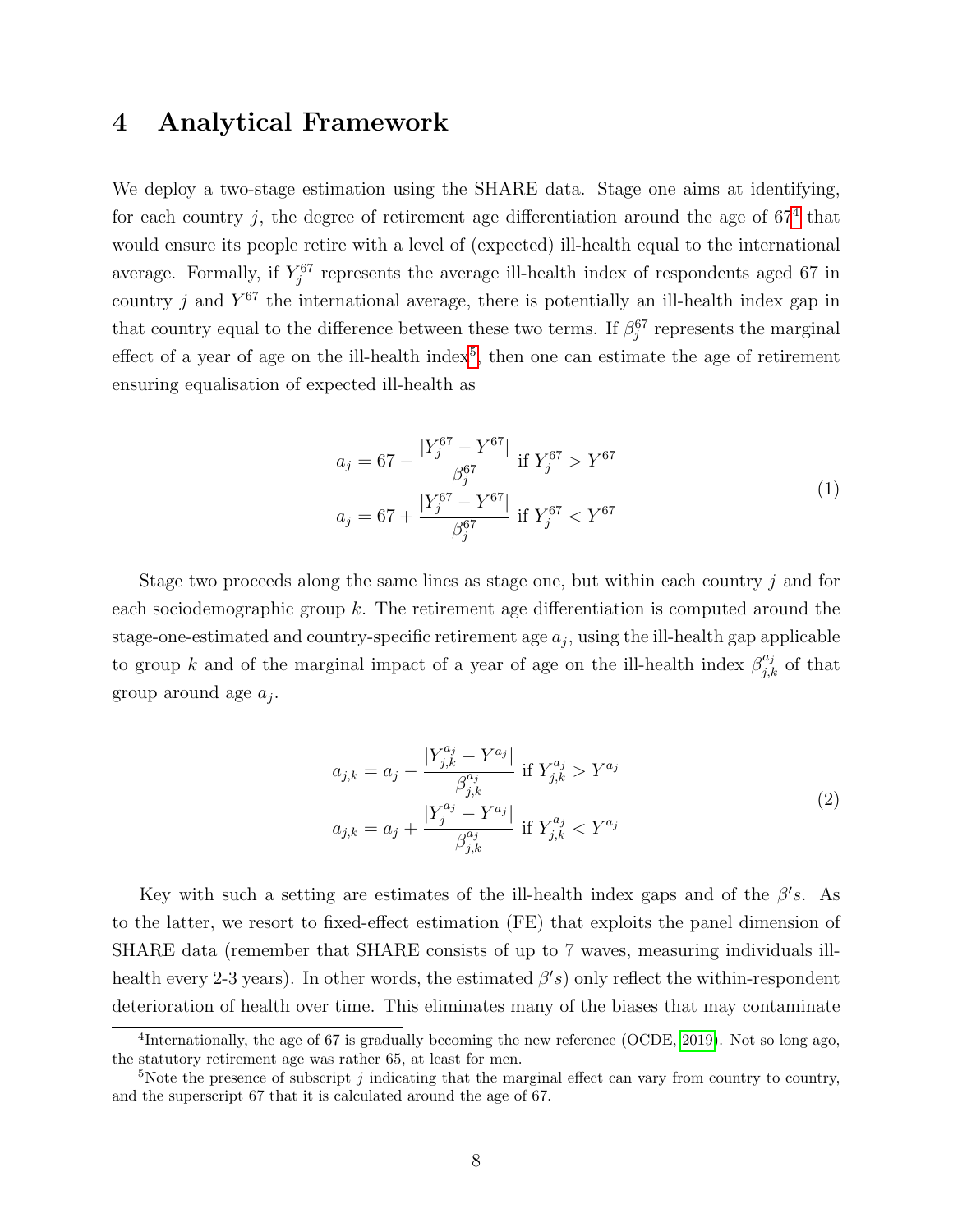# 4 Analytical Framework

We deploy a two-stage estimation using the SHARE data. Stage one aims at identifying, for each country $j$, the degree of retirement age differentiation around the age of 67[4] that would ensure its people retire with a level of (expected) ill-health equal to the international average. Formally, if $Y_j^{67}$ represents the average ill-health index of respondents aged 67 in country $j$ and $Y^{67}$ the international average, there is potentially an ill-health index gap in that country equal to the difference between these two terms. If $\beta_j^{67}$ represents the marginal effect of a year of age on the ill-health index[5], then one can estimate the age of retirement ensuring equalisation of expected ill-health as

$$
\begin{aligned}
a_j &= 67 - \frac{|Y_j^{67} - Y^{67}|}{\beta_j^{67}} \text{ if } Y_j^{67} > Y^{67} \\
a_j &= 67 + \frac{|Y_j^{67} - Y^{67}|}{\beta_j^{67}} \text{ if } Y_j^{67} < Y^{67}
\end{aligned}
\tag{1}
$$

Stage two proceeds along the same lines as stage one, but within each country $j$ and for each sociodemographic group $k$. The retirement age differentiation is computed around the stage-one-estimated and country-specific retirement age $a_j$, using the ill-health gap applicable to group $k$ and of the marginal impact of a year of age on the ill-health index $\beta_{j,k}^{a_j}$ of that group around age $a_j$.

$$
\begin{aligned}
a_{j,k} &= a_j - \frac{|Y_{j,k}^{a_j} - Y^{a_j}|}{\beta_{j,k}^{a_j}} \text{ if } Y_{j,k}^{a_j} > Y^{a_j} \\
a_{j,k} &= a_j + \frac{|Y_j^{a_j} - Y^{a_j}|}{\beta_{j,k}^{a_j}} \text{ if } Y_{j,k}^{a_j} < Y^{a_j}
\end{aligned}
\tag{2}
$$

Key with such a setting are estimates of the ill-health index gaps and of the $\beta's$. As to the latter, we resort to fixed-effect estimation (FE) that exploits the panel dimension of SHARE data (remember that SHARE consists of up to 7 waves, measuring individuals ill-health every 2-3 years). In other words, the estimated $\beta's$) only reflect the within-respondent deterioration of health over time. This eliminates many of the biases that may contaminate

[4] Internationally, the age of 67 is gradually becoming the new reference (OCDE, 2019). Not so long ago, the statutory retirement age was rather 65, at least for men.

[5] Note the presence of subscript $j$ indicating that the marginal effect can vary from country to country, and the superscript 67 that it is calculated around the age of 67.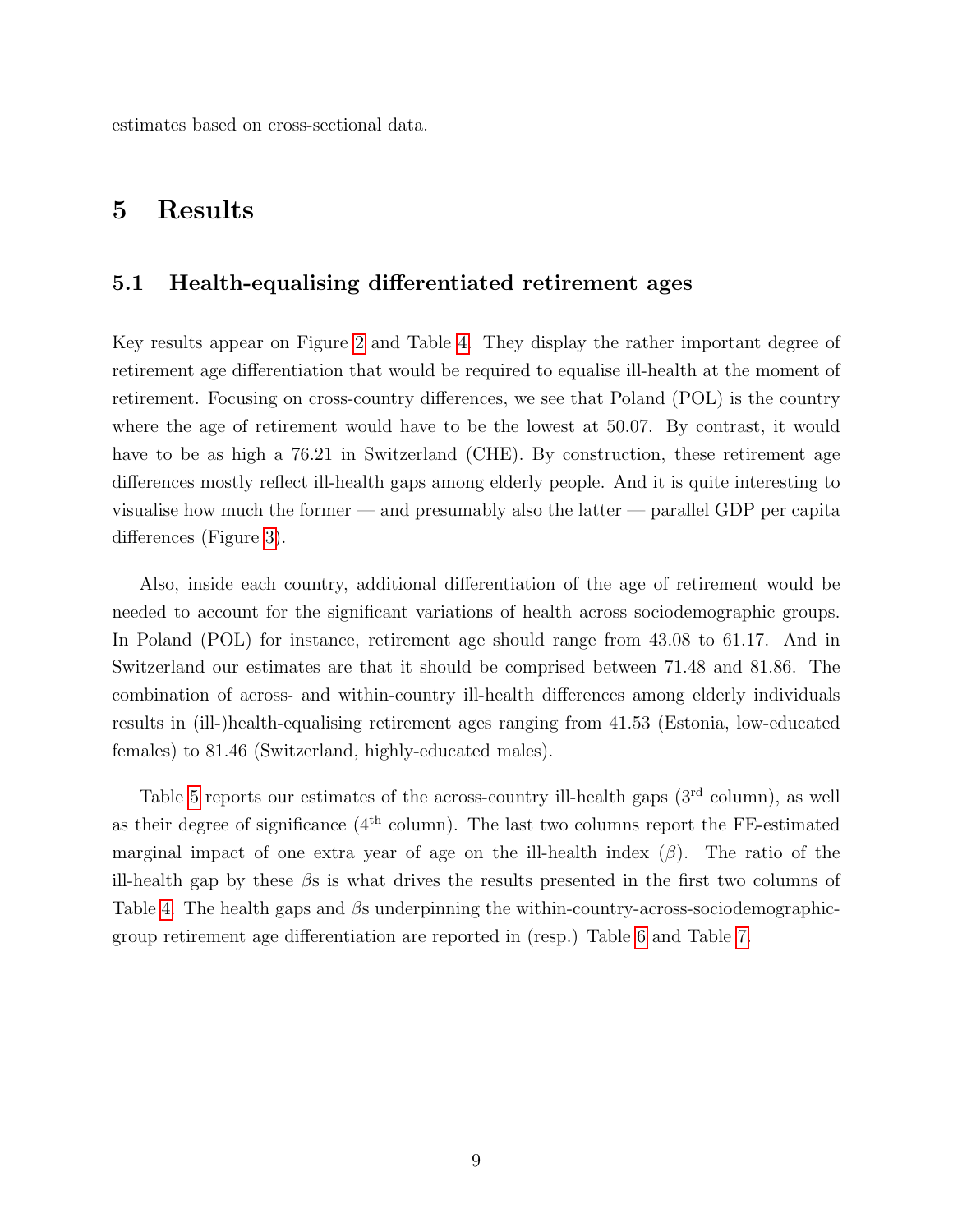estimates based on cross-sectional data.

# 5 Results

## 5.1 Health-equalising differentiated retirement ages

Key results appear on Figure 2 and Table 4. They display the rather important degree of retirement age differentiation that would be required to equalise ill-health at the moment of retirement. Focusing on cross-country differences, we see that Poland (POL) is the country where the age of retirement would have to be the lowest at 50.07. By contrast, it would have to be as high a 76.21 in Switzerland (CHE). By construction, these retirement age differences mostly reflect ill-health gaps among elderly people. And it is quite interesting to visualise how much the former — and presumably also the latter — parallel GDP per capita differences (Figure 3).

Also, inside each country, additional differentiation of the age of retirement would be needed to account for the significant variations of health across sociodemographic groups. In Poland (POL) for instance, retirement age should range from 43.08 to 61.17. And in Switzerland our estimates are that it should be comprised between 71.48 and 81.86. The combination of across- and within-country ill-health differences among elderly individuals results in (ill-)health-equalising retirement ages ranging from 41.53 (Estonia, low-educated females) to 81.46 (Switzerland, highly-educated males).

Table 5 reports our estimates of the across-country ill-health gaps (3$^{rd}$ column), as well as their degree of significance (4$^{th}$ column). The last two columns report the FE-estimated marginal impact of one extra year of age on the ill-health index ($\beta$). The ratio of the ill-health gap by these $\beta$s is what drives the results presented in the first two columns of Table 4. The health gaps and $\beta$s underpinning the within-country-across-sociodemographic-group retirement age differentiation are reported in (resp.) Table 6 and Table 7.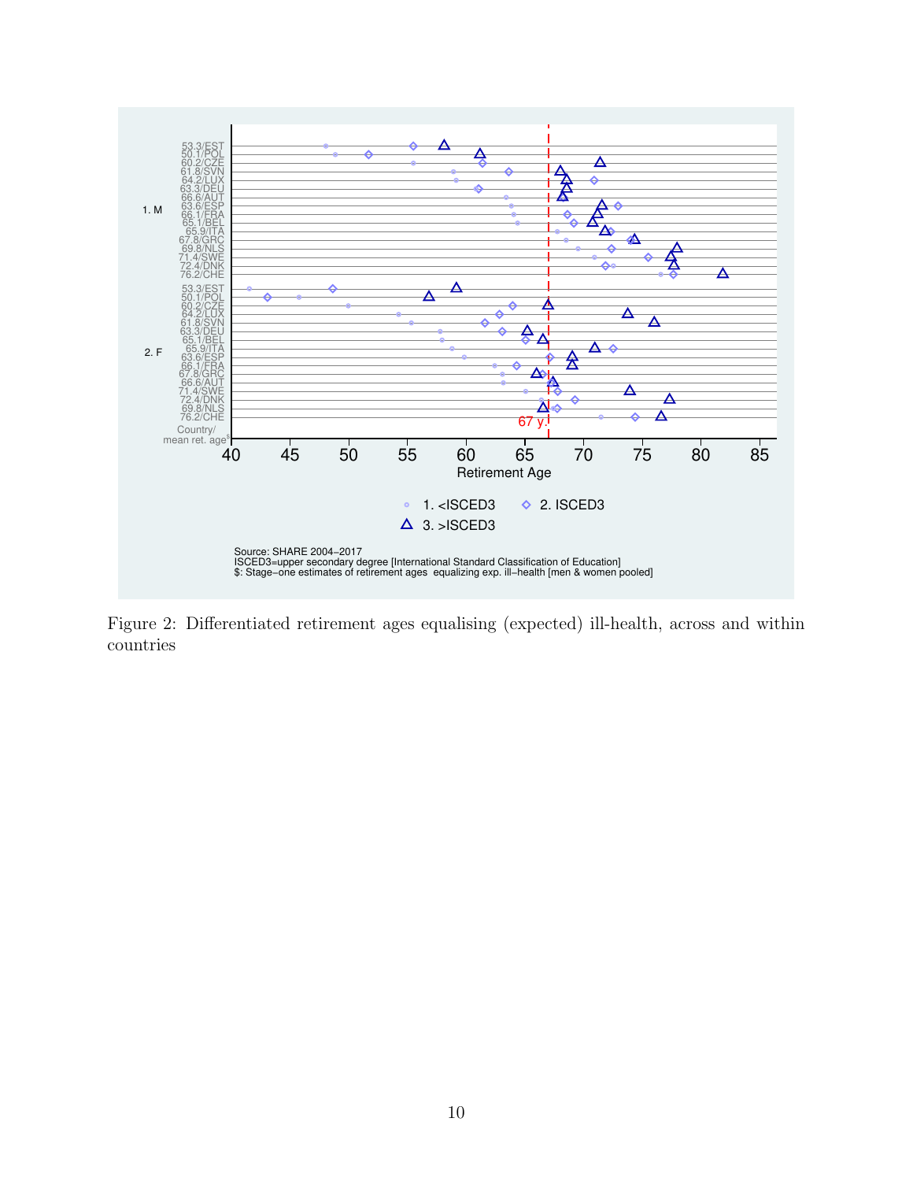Figure 2: Differentiated retirement ages equalising (expected) ill-health, across and within countries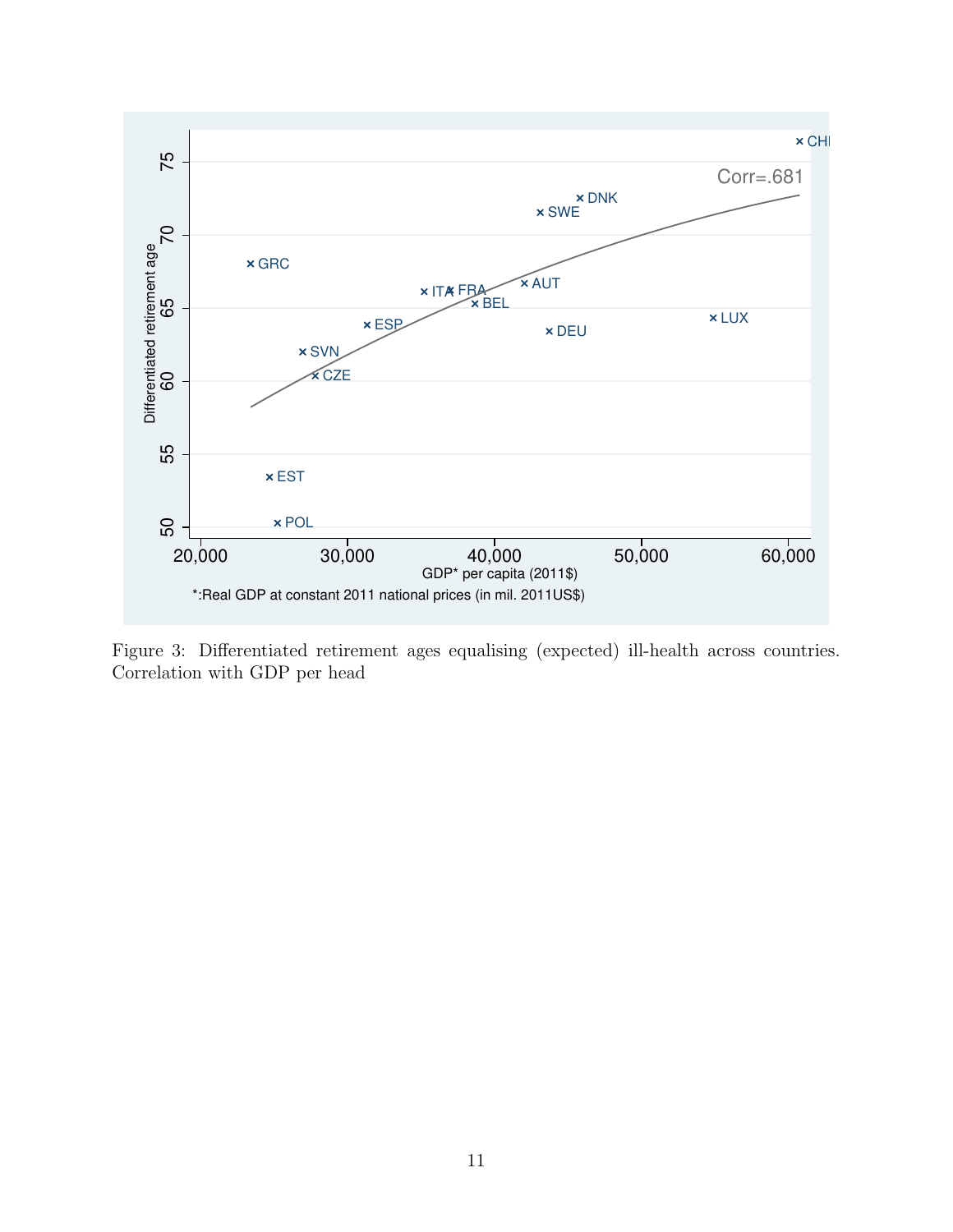Figure 3: Differentiated retirement ages equalising (expected) ill-health across countries. Correlation with GDP per head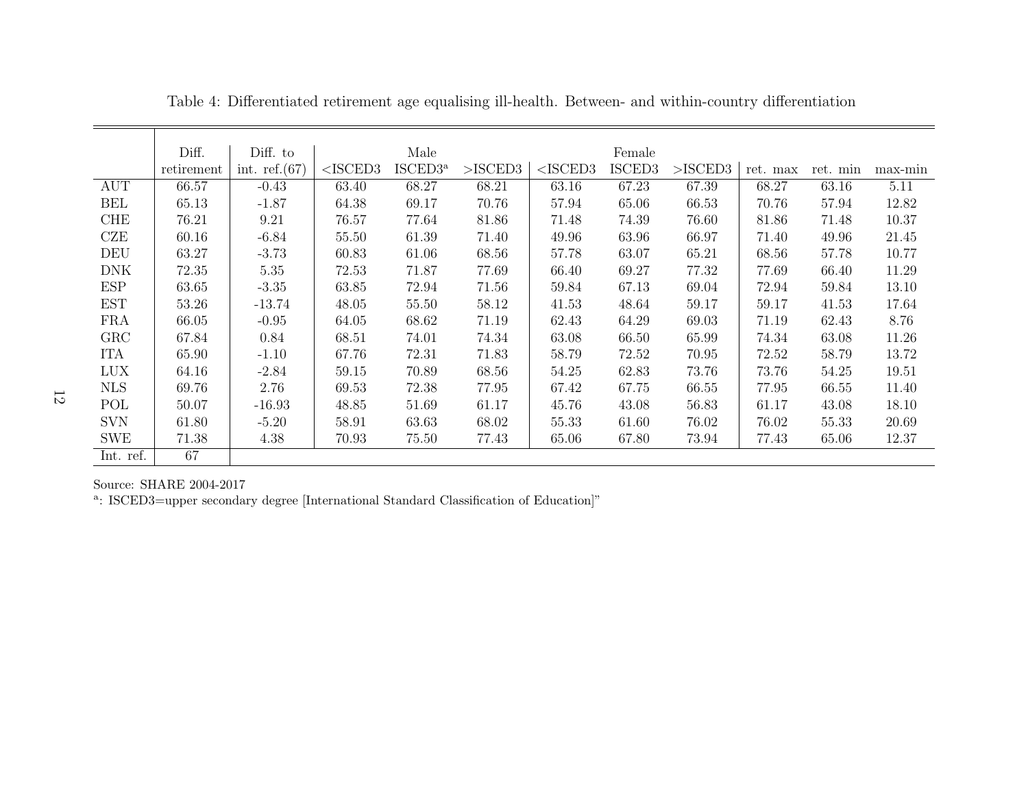Table 4: Differentiated retirement age equalising ill-health. Between- and within-country differentiation

| | Diff. retirement | Diff. to int. ref.(67) | Male | | | Female | | | ret. max | ret. min | max-min |
|---|---|---|---|---|---|---|---|---|---|---|---|
| | | | <ISCED3 | ISCED3[a] | >ISCED3 | <ISCED3 | ISCED3 | >ISCED3 | | | |
| AUT | 66.57 | -0.43 | 63.40 | 68.27 | 68.21 | 63.16 | 67.23 | 67.39 | 68.27 | 63.16 | 5.11 |
| BEL | 65.13 | -1.87 | 64.38 | 69.17 | 70.76 | 57.94 | 65.06 | 66.53 | 70.76 | 57.94 | 12.82 |
| CHE | 76.21 | 9.21 | 76.57 | 77.64 | 81.86 | 71.48 | 74.39 | 76.60 | 81.86 | 71.48 | 10.37 |
| CZE | 60.16 | -6.84 | 55.50 | 61.39 | 71.40 | 49.96 | 63.96 | 66.97 | 71.40 | 49.96 | 21.45 |
| DEU | 63.27 | -3.73 | 60.83 | 61.06 | 68.56 | 57.78 | 63.07 | 65.21 | 68.56 | 57.78 | 10.77 |
| DNK | 72.35 | 5.35 | 72.53 | 71.87 | 77.69 | 66.40 | 69.27 | 77.32 | 77.69 | 66.40 | 11.29 |
| ESP | 63.65 | -3.35 | 63.85 | 72.94 | 71.56 | 59.84 | 67.13 | 69.04 | 72.94 | 59.84 | 13.10 |
| EST | 53.26 | -13.74 | 48.05 | 55.50 | 58.12 | 41.53 | 48.64 | 59.17 | 59.17 | 41.53 | 17.64 |
| FRA | 66.05 | -0.95 | 64.05 | 68.62 | 71.19 | 62.43 | 64.29 | 69.03 | 71.19 | 62.43 | 8.76 |
| GRC | 67.84 | 0.84 | 68.51 | 74.01 | 74.34 | 63.08 | 66.50 | 65.99 | 74.34 | 63.08 | 11.26 |
| ITA | 65.90 | -1.10 | 67.76 | 72.31 | 71.83 | 58.79 | 72.52 | 70.95 | 72.52 | 58.79 | 13.72 |
| LUX | 64.16 | -2.84 | 59.15 | 70.89 | 68.56 | 54.25 | 62.83 | 73.76 | 73.76 | 54.25 | 19.51 |
| NLS | 69.76 | 2.76 | 69.53 | 72.38 | 77.95 | 67.42 | 67.75 | 66.55 | 77.95 | 66.55 | 11.40 |
| POL | 50.07 | -16.93 | 48.85 | 51.69 | 61.17 | 45.76 | 43.08 | 56.83 | 61.17 | 43.08 | 18.10 |
| SVN | 61.80 | -5.20 | 58.91 | 63.63 | 68.02 | 55.33 | 61.60 | 76.02 | 76.02 | 55.33 | 20.69 |
| SWE | 71.38 | 4.38 | 70.93 | 75.50 | 77.43 | 65.06 | 67.80 | 73.94 | 77.43 | 65.06 | 12.37 |
| Int. ref. | 67 | | | | | | | | | | |

Source: SHARE 2004-2017

[a]: ISCED3=upper secondary degree [International Standard Classification of Education]"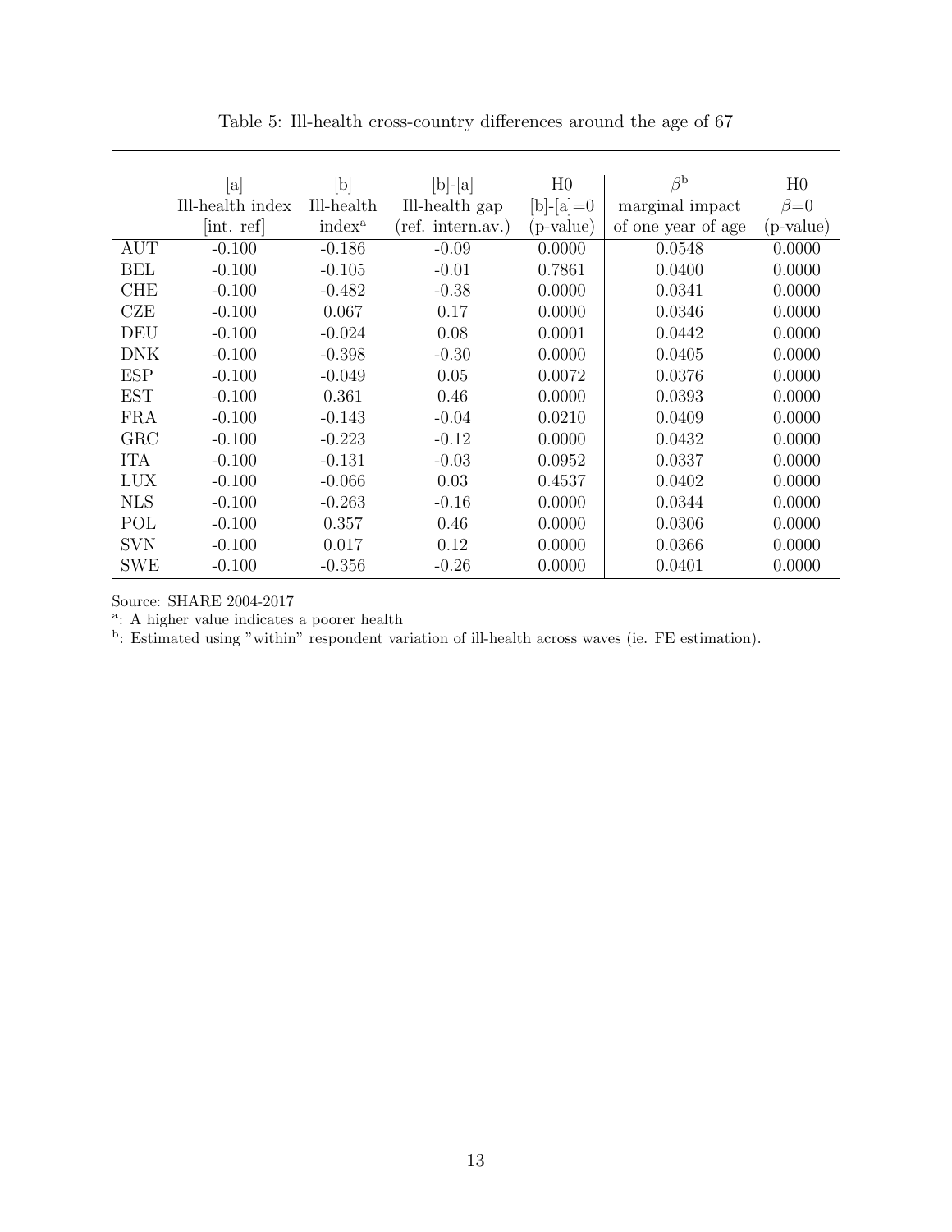Table 5: Ill-health cross-country differences around the age of 67

| | [a] | [b] | [b]-[a] | H0 | $\beta$[b] | H0 |
|---|---|---|---|---|---|---|
| | Ill-health index | Ill-health | Ill-health gap | [b]-[a]=0 | marginal impact | $\beta$=0 |
| | [int. ref] | index[a] | (ref. intern.av.) | (p-value) | of one year of age | (p-value) |
| AUT | -0.100 | -0.186 | -0.09 | 0.0000 | 0.0548 | 0.0000 |
| BEL | -0.100 | -0.105 | -0.01 | 0.7861 | 0.0400 | 0.0000 |
| CHE | -0.100 | -0.482 | -0.38 | 0.0000 | 0.0341 | 0.0000 |
| CZE | -0.100 | 0.067 | 0.17 | 0.0000 | 0.0346 | 0.0000 |
| DEU | -0.100 | -0.024 | 0.08 | 0.0001 | 0.0442 | 0.0000 |
| DNK | -0.100 | -0.398 | -0.30 | 0.0000 | 0.0405 | 0.0000 |
| ESP | -0.100 | -0.049 | 0.05 | 0.0072 | 0.0376 | 0.0000 |
| EST | -0.100 | 0.361 | 0.46 | 0.0000 | 0.0393 | 0.0000 |
| FRA | -0.100 | -0.143 | -0.04 | 0.0210 | 0.0409 | 0.0000 |
| GRC | -0.100 | -0.223 | -0.12 | 0.0000 | 0.0432 | 0.0000 |
| ITA | -0.100 | -0.131 | -0.03 | 0.0952 | 0.0337 | 0.0000 |
| LUX | -0.100 | -0.066 | 0.03 | 0.4537 | 0.0402 | 0.0000 |
| NLS | -0.100 | -0.263 | -0.16 | 0.0000 | 0.0344 | 0.0000 |
| POL | -0.100 | 0.357 | 0.46 | 0.0000 | 0.0306 | 0.0000 |
| SVN | -0.100 | 0.017 | 0.12 | 0.0000 | 0.0366 | 0.0000 |
| SWE | -0.100 | -0.356 | -0.26 | 0.0000 | 0.0401 | 0.0000 |

Source: SHARE 2004-2017

[a]: A higher value indicates a poorer health

[b]: Estimated using "within" respondent variation of ill-health across waves (ie. FE estimation).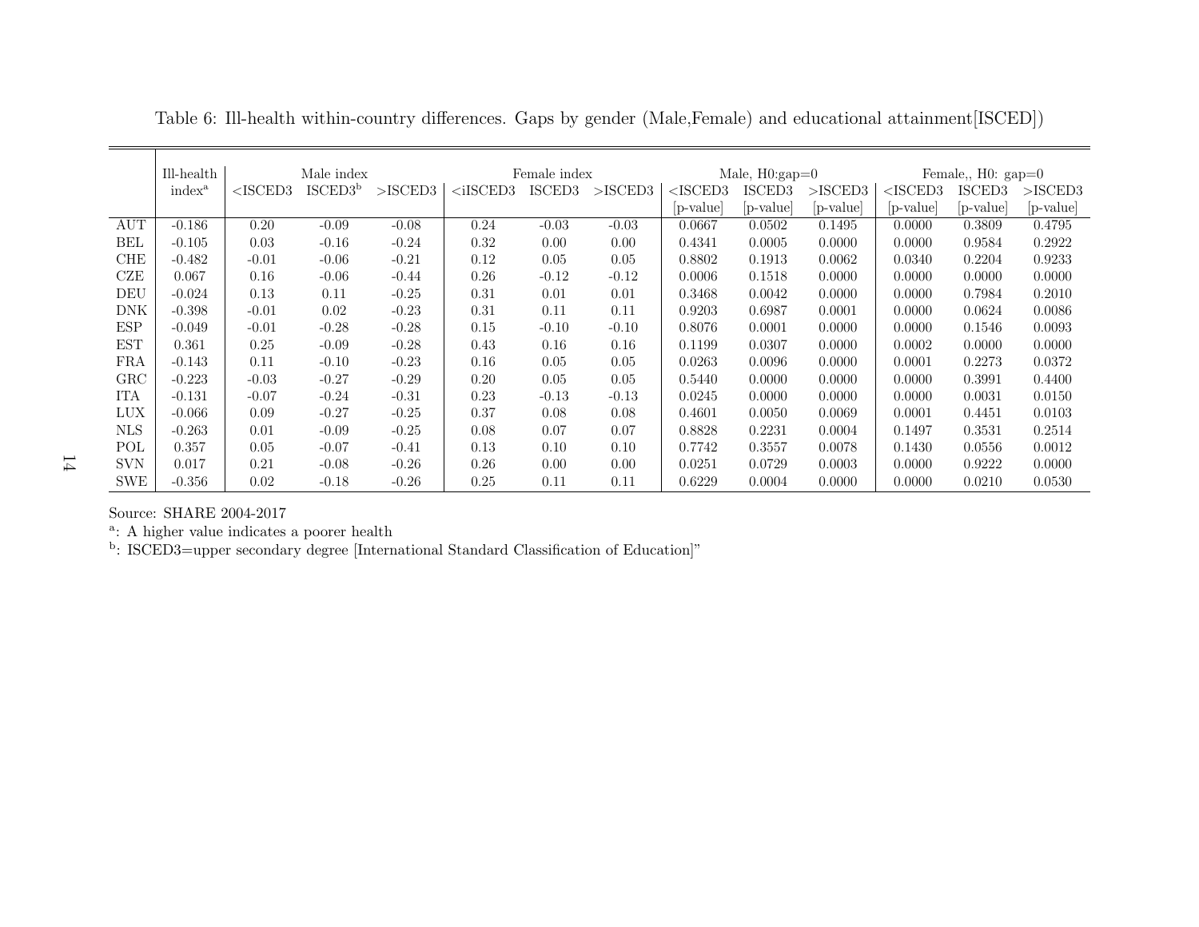Table 6: Ill-health within-country differences. Gaps by gender (Male,Female) and educational attainment[ISCED])

| | Ill-health index[a] | Male index | | | Female index | | | Male, H0:gap=0 | | | Female,, H0: gap=0 | | |
|---|---|---|---|---|---|---|---|---|---|---|---|---|---|
| | | <ISCED3 | ISCED3[b] | >ISCED3 | <iISCED3 | ISCED3 | >ISCED3 | <ISCED3 [p-value] | ISCED3 [p-value] | >ISCED3 [p-value] | <ISCED3 [p-value] | ISCED3 [p-value] | >ISCED3 [p-value] |
| AUT | -0.186 | 0.20 | -0.09 | -0.08 | 0.24 | -0.03 | -0.03 | 0.0667 | 0.0502 | 0.1495 | 0.0000 | 0.3809 | 0.4795 |
| BEL | -0.105 | 0.03 | -0.16 | -0.24 | 0.32 | 0.00 | 0.00 | 0.4341 | 0.0005 | 0.0000 | 0.0000 | 0.9584 | 0.2922 |
| CHE | -0.482 | -0.01 | -0.06 | -0.21 | 0.12 | 0.05 | 0.05 | 0.8802 | 0.1913 | 0.0062 | 0.0340 | 0.2204 | 0.9233 |
| CZE | 0.067 | 0.16 | -0.06 | -0.44 | 0.26 | -0.12 | -0.12 | 0.0006 | 0.1518 | 0.0000 | 0.0000 | 0.0000 | 0.0000 |
| DEU | -0.024 | 0.13 | 0.11 | -0.25 | 0.31 | 0.01 | 0.01 | 0.3468 | 0.0042 | 0.0000 | 0.0000 | 0.7984 | 0.2010 |
| DNK | -0.398 | -0.01 | 0.02 | -0.23 | 0.31 | 0.11 | 0.11 | 0.9203 | 0.6987 | 0.0001 | 0.0000 | 0.0624 | 0.0086 |
| ESP | -0.049 | -0.01 | -0.28 | -0.28 | 0.15 | -0.10 | -0.10 | 0.8076 | 0.0001 | 0.0000 | 0.0000 | 0.1546 | 0.0093 |
| EST | 0.361 | 0.25 | -0.09 | -0.28 | 0.43 | 0.16 | 0.16 | 0.1199 | 0.0307 | 0.0000 | 0.0002 | 0.0000 | 0.0000 |
| FRA | -0.143 | 0.11 | -0.10 | -0.23 | 0.16 | 0.05 | 0.05 | 0.0263 | 0.0096 | 0.0000 | 0.0001 | 0.2273 | 0.0372 |
| GRC | -0.223 | -0.03 | -0.27 | -0.29 | 0.20 | 0.05 | 0.05 | 0.5440 | 0.0000 | 0.0000 | 0.0000 | 0.3991 | 0.4400 |
| ITA | -0.131 | -0.07 | -0.24 | -0.31 | 0.23 | -0.13 | -0.13 | 0.0245 | 0.0000 | 0.0000 | 0.0000 | 0.0031 | 0.0150 |
| LUX | -0.066 | 0.09 | -0.27 | -0.25 | 0.37 | 0.08 | 0.08 | 0.4601 | 0.0050 | 0.0069 | 0.0001 | 0.4451 | 0.0103 |
| NLS | -0.263 | 0.01 | -0.09 | -0.25 | 0.08 | 0.07 | 0.07 | 0.8828 | 0.2231 | 0.0004 | 0.1497 | 0.3531 | 0.2514 |
| POL | 0.357 | 0.05 | -0.07 | -0.41 | 0.13 | 0.10 | 0.10 | 0.7742 | 0.3557 | 0.0078 | 0.1430 | 0.0556 | 0.0012 |
| SVN | 0.017 | 0.21 | -0.08 | -0.26 | 0.26 | 0.00 | 0.00 | 0.0251 | 0.0729 | 0.0003 | 0.0000 | 0.9222 | 0.0000 |
| SWE | -0.356 | 0.02 | -0.18 | -0.26 | 0.25 | 0.11 | 0.11 | 0.6229 | 0.0004 | 0.0000 | 0.0000 | 0.0210 | 0.0530 |

Source: SHARE 2004-2017

[a]: A higher value indicates a poorer health

[b]: ISCED3=upper secondary degree [International Standard Classification of Education]"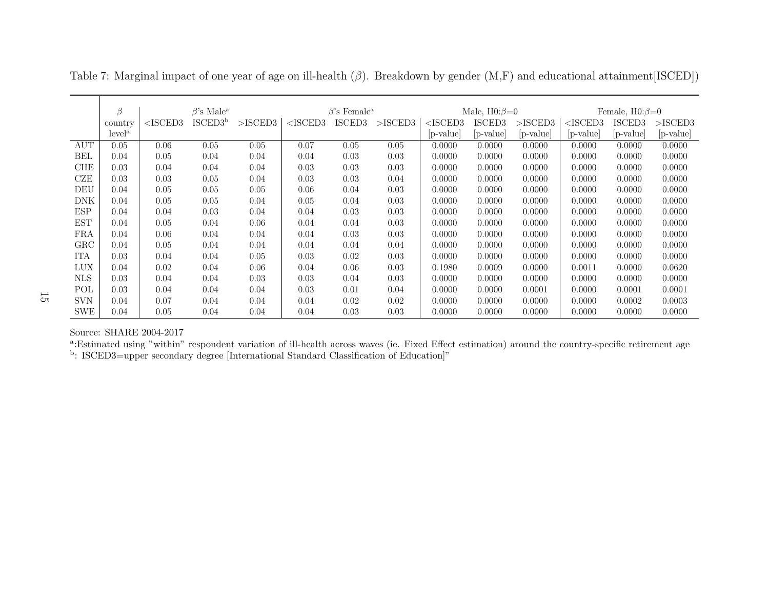Table 7: Marginal impact of one year of age on ill-health ($\beta$). Breakdown by gender (M,F) and educational attainment[ISCED])

| | $\beta$ country level[a] | $\beta$'s Male[a] | | | $\beta$'s Female[a] | | | Male, H0:$\beta$=0 | | | Female, H0:$\beta$=0 | | |
|---|---|---|---|---|---|---|---|---|---|---|---|---|---|
| | | <ISCED3 | ISCED3[b] | >ISCED3 | <ISCED3 | ISCED3 | >ISCED3 | <ISCED3 [p-value] | ISCED3 [p-value] | >ISCED3 [p-value] | <ISCED3 [p-value] | ISCED3 [p-value] | >ISCED3 [p-value] |
| AUT | 0.05 | 0.06 | 0.05 | 0.05 | 0.07 | 0.05 | 0.05 | 0.0000 | 0.0000 | 0.0000 | 0.0000 | 0.0000 | 0.0000 |
| BEL | 0.04 | 0.05 | 0.04 | 0.04 | 0.04 | 0.03 | 0.03 | 0.0000 | 0.0000 | 0.0000 | 0.0000 | 0.0000 | 0.0000 |
| CHE | 0.03 | 0.04 | 0.04 | 0.04 | 0.03 | 0.03 | 0.03 | 0.0000 | 0.0000 | 0.0000 | 0.0000 | 0.0000 | 0.0000 |
| CZE | 0.03 | 0.03 | 0.05 | 0.04 | 0.03 | 0.03 | 0.04 | 0.0000 | 0.0000 | 0.0000 | 0.0000 | 0.0000 | 0.0000 |
| DEU | 0.04 | 0.05 | 0.05 | 0.05 | 0.06 | 0.04 | 0.03 | 0.0000 | 0.0000 | 0.0000 | 0.0000 | 0.0000 | 0.0000 |
| DNK | 0.04 | 0.05 | 0.05 | 0.04 | 0.05 | 0.04 | 0.03 | 0.0000 | 0.0000 | 0.0000 | 0.0000 | 0.0000 | 0.0000 |
| ESP | 0.04 | 0.04 | 0.03 | 0.04 | 0.04 | 0.03 | 0.03 | 0.0000 | 0.0000 | 0.0000 | 0.0000 | 0.0000 | 0.0000 |
| EST | 0.04 | 0.05 | 0.04 | 0.06 | 0.04 | 0.04 | 0.03 | 0.0000 | 0.0000 | 0.0000 | 0.0000 | 0.0000 | 0.0000 |
| FRA | 0.04 | 0.06 | 0.04 | 0.04 | 0.04 | 0.03 | 0.03 | 0.0000 | 0.0000 | 0.0000 | 0.0000 | 0.0000 | 0.0000 |
| GRC | 0.04 | 0.05 | 0.04 | 0.04 | 0.04 | 0.04 | 0.04 | 0.0000 | 0.0000 | 0.0000 | 0.0000 | 0.0000 | 0.0000 |
| ITA | 0.03 | 0.04 | 0.04 | 0.05 | 0.03 | 0.02 | 0.03 | 0.0000 | 0.0000 | 0.0000 | 0.0000 | 0.0000 | 0.0000 |
| LUX | 0.04 | 0.02 | 0.04 | 0.06 | 0.04 | 0.06 | 0.03 | 0.1980 | 0.0009 | 0.0000 | 0.0011 | 0.0000 | 0.0620 |
| NLS | 0.03 | 0.04 | 0.04 | 0.03 | 0.03 | 0.04 | 0.03 | 0.0000 | 0.0000 | 0.0000 | 0.0000 | 0.0000 | 0.0000 |
| POL | 0.03 | 0.04 | 0.04 | 0.04 | 0.03 | 0.01 | 0.04 | 0.0000 | 0.0000 | 0.0001 | 0.0000 | 0.0001 | 0.0001 |
| SVN | 0.04 | 0.07 | 0.04 | 0.04 | 0.04 | 0.02 | 0.02 | 0.0000 | 0.0000 | 0.0000 | 0.0000 | 0.0002 | 0.0003 |
| SWE | 0.04 | 0.05 | 0.04 | 0.04 | 0.04 | 0.03 | 0.03 | 0.0000 | 0.0000 | 0.0000 | 0.0000 | 0.0000 | 0.0000 |

Source: SHARE 2004-2017

[a]:Estimated using "within" respondent variation of ill-health across waves (ie. Fixed Effect estimation) around the country-specific retirement age

[b]: ISCED3=upper secondary degree [International Standard Classification of Education]"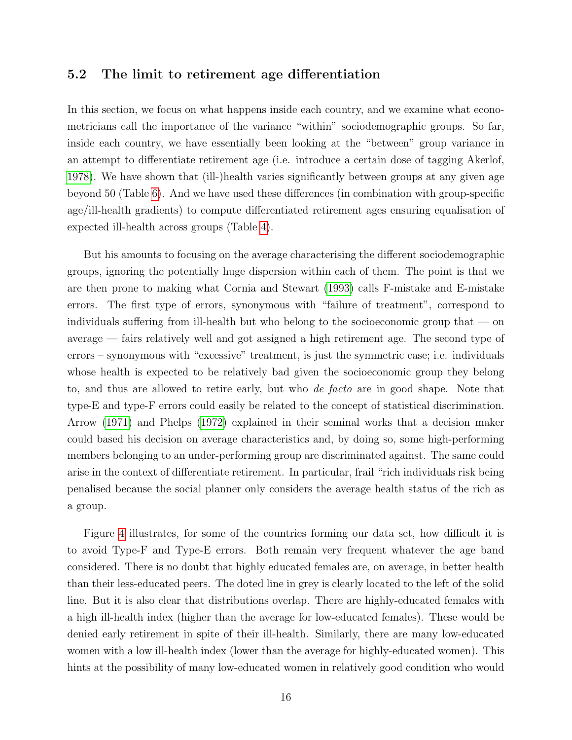### 5.2 The limit to retirement age differentiation

In this section, we focus on what happens inside each country, and we examine what econometricians call the importance of the variance "within" sociodemographic groups. So far, inside each country, we have essentially been looking at the "between" group variance in an attempt to differentiate retirement age (i.e. introduce a certain dose of tagging Akerlof, 1978). We have shown that (ill-)health varies significantly between groups at any given age beyond 50 (Table 6). And we have used these differences (in combination with group-specific age/ill-health gradients) to compute differentiated retirement ages ensuring equalisation of expected ill-health across groups (Table 4).

But his amounts to focusing on the average characterising the different sociodemographic groups, ignoring the potentially huge dispersion within each of them. The point is that we are then prone to making what Cornia and Stewart (1993) calls F-mistake and E-mistake errors. The first type of errors, synonymous with "failure of treatment", correspond to individuals suffering from ill-health but who belong to the socioeconomic group that — on average — fairs relatively well and got assigned a high retirement age. The second type of errors – synonymous with "excessive" treatment, is just the symmetric case; i.e. individuals whose health is expected to be relatively bad given the socioeconomic group they belong to, and thus are allowed to retire early, but who *de facto* are in good shape. Note that type-E and type-F errors could easily be related to the concept of statistical discrimination. Arrow (1971) and Phelps (1972) explained in their seminal works that a decision maker could based his decision on average characteristics and, by doing so, some high-performing members belonging to an under-performing group are discriminated against. The same could arise in the context of differentiate retirement. In particular, frail "rich individuals risk being penalised because the social planner only considers the average health status of the rich as a group.

Figure 4 illustrates, for some of the countries forming our data set, how difficult it is to avoid Type-F and Type-E errors. Both remain very frequent whatever the age band considered. There is no doubt that highly educated females are, on average, in better health than their less-educated peers. The doted line in grey is clearly located to the left of the solid line. But it is also clear that distributions overlap. There are highly-educated females with a high ill-health index (higher than the average for low-educated females). These would be denied early retirement in spite of their ill-health. Similarly, there are many low-educated women with a low ill-health index (lower than the average for highly-educated women). This hints at the possibility of many low-educated women in relatively good condition who would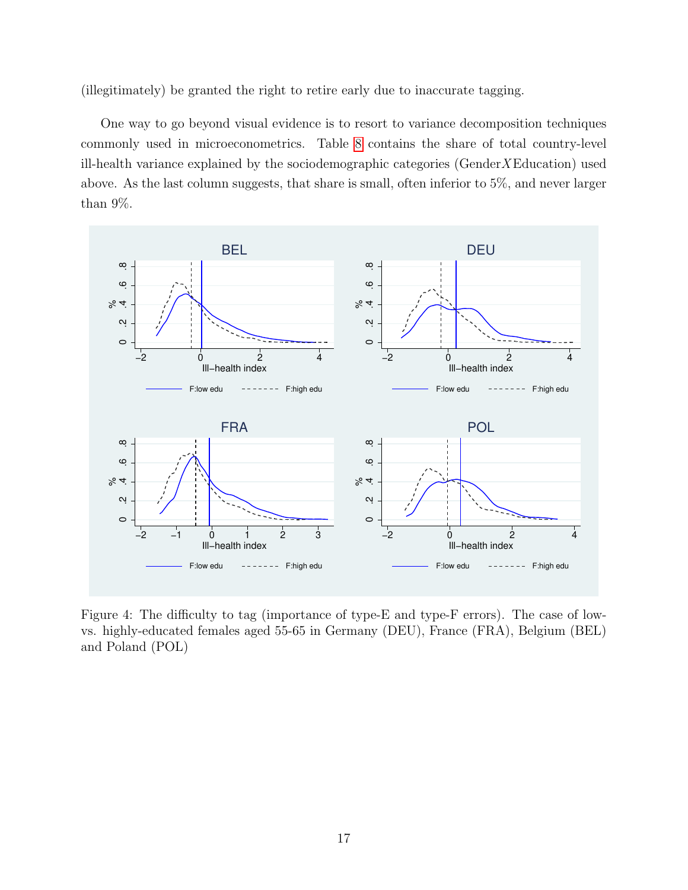(illegitimately) be granted the right to retire early due to inaccurate tagging.

One way to go beyond visual evidence is to resort to variance decomposition techniques commonly used in microeconometrics. Table 8 contains the share of total country-level ill-health variance explained by the sociodemographic categories (Gender$X$Education) used above. As the last column suggests, that share is small, often inferior to 5%, and never larger than 9%.

Figure 4: The difficulty to tag (importance of type-E and type-F errors). The case of low- vs. highly-educated females aged 55-65 in Germany (DEU), France (FRA), Belgium (BEL) and Poland (POL)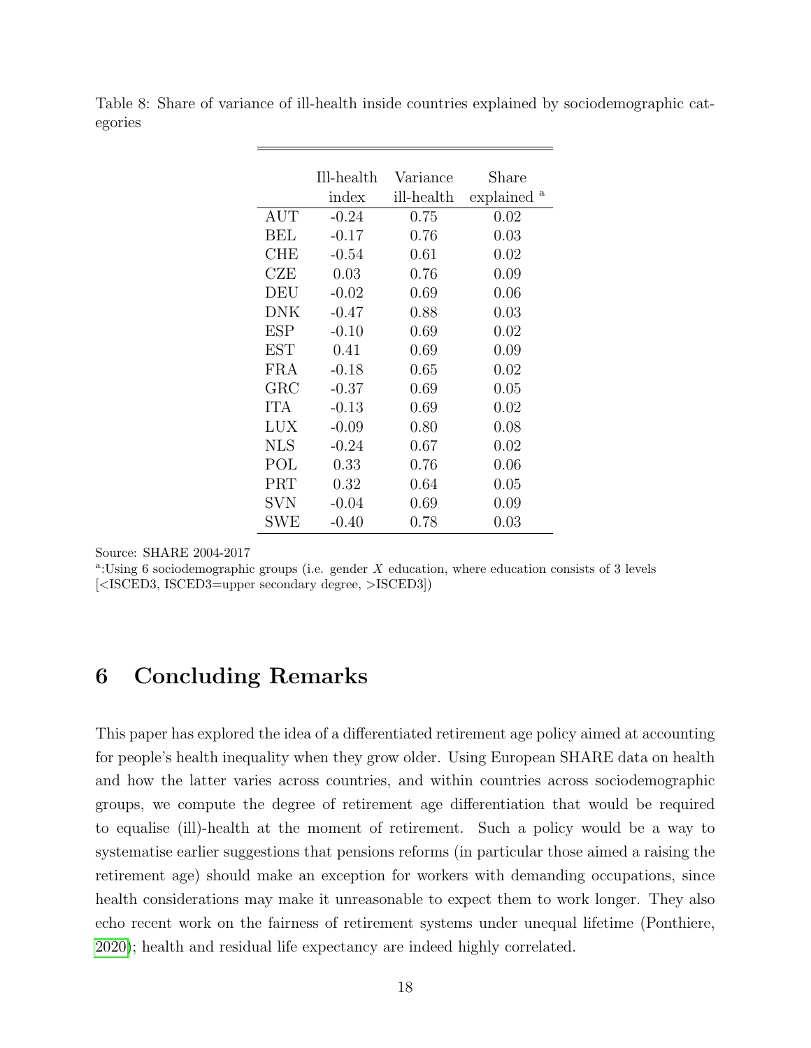Table 8: Share of variance of ill-health inside countries explained by sociodemographic categories

|  | Ill-health index | Variance ill-health | Share explained [a] |
|---|---|---|---|
| AUT | -0.24 | 0.75 | 0.02 |
| BEL | -0.17 | 0.76 | 0.03 |
| CHE | -0.54 | 0.61 | 0.02 |
| CZE | 0.03 | 0.76 | 0.09 |
| DEU | -0.02 | 0.69 | 0.06 |
| DNK | -0.47 | 0.88 | 0.03 |
| ESP | -0.10 | 0.69 | 0.02 |
| EST | 0.41 | 0.69 | 0.09 |
| FRA | -0.18 | 0.65 | 0.02 |
| GRC | -0.37 | 0.69 | 0.05 |
| ITA | -0.13 | 0.69 | 0.02 |
| LUX | -0.09 | 0.80 | 0.08 |
| NLS | -0.24 | 0.67 | 0.02 |
| POL | 0.33 | 0.76 | 0.06 |
| PRT | 0.32 | 0.64 | 0.05 |
| SVN | -0.04 | 0.69 | 0.09 |
| SWE | -0.40 | 0.78 | 0.03 |

Source: SHARE 2004-2017

[a]:Using 6 sociodemographic groups (i.e. gender $X$ education, where education consists of 3 levels [<ISCED3, ISCED3=upper secondary degree, >ISCED3])

# 6 Concluding Remarks

This paper has explored the idea of a differentiated retirement age policy aimed at accounting for people's health inequality when they grow older. Using European SHARE data on health and how the latter varies across countries, and within countries across sociodemographic groups, we compute the degree of retirement age differentiation that would be required to equalise (ill)-health at the moment of retirement. Such a policy would be a way to systematise earlier suggestions that pensions reforms (in particular those aimed a raising the retirement age) should make an exception for workers with demanding occupations, since health considerations may make it unreasonable to expect them to work longer. They also echo recent work on the fairness of retirement systems under unequal lifetime (Ponthiere, 2020); health and residual life expectancy are indeed highly correlated.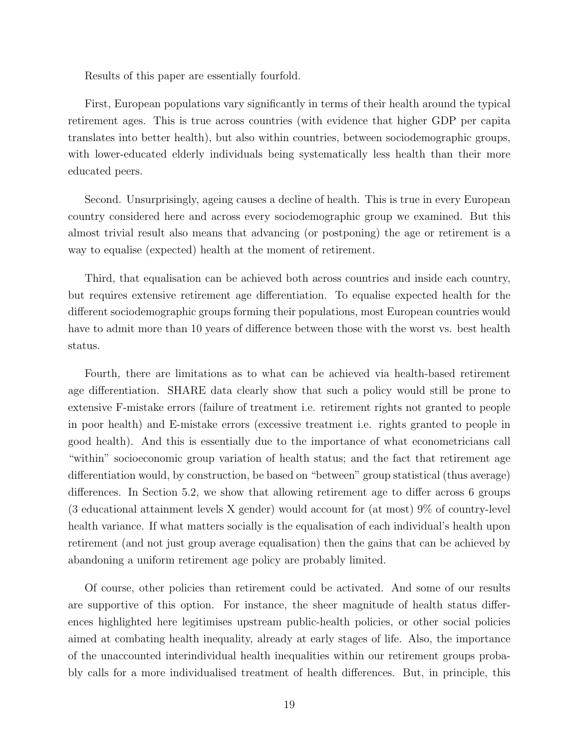Results of this paper are essentially fourfold.

First, European populations vary significantly in terms of their health around the typical retirement ages. This is true across countries (with evidence that higher GDP per capita translates into better health), but also within countries, between sociodemographic groups, with lower-educated elderly individuals being systematically less health than their more educated peers.

Second. Unsurprisingly, ageing causes a decline of health. This is true in every European country considered here and across every sociodemographic group we examined. But this almost trivial result also means that advancing (or postponing) the age or retirement is a way to equalise (expected) health at the moment of retirement.

Third, that equalisation can be achieved both across countries and inside each country, but requires extensive retirement age differentiation. To equalise expected health for the different sociodemographic groups forming their populations, most European countries would have to admit more than 10 years of difference between those with the worst vs. best health status.

Fourth, there are limitations as to what can be achieved via health-based retirement age differentiation. SHARE data clearly show that such a policy would still be prone to extensive F-mistake errors (failure of treatment i.e. retirement rights not granted to people in poor health) and E-mistake errors (excessive treatment i.e. rights granted to people in good health). And this is essentially due to the importance of what econometricians call "within" socioeconomic group variation of health status; and the fact that retirement age differentiation would, by construction, be based on "between" group statistical (thus average) differences. In Section 5.2, we show that allowing retirement age to differ across 6 groups (3 educational attainment levels X gender) would account for (at most) 9% of country-level health variance. If what matters socially is the equalisation of each individual's health upon retirement (and not just group average equalisation) then the gains that can be achieved by abandoning a uniform retirement age policy are probably limited.

Of course, other policies than retirement could be activated. And some of our results are supportive of this option. For instance, the sheer magnitude of health status differences highlighted here legitimises upstream public-health policies, or other social policies aimed at combating health inequality, already at early stages of life. Also, the importance of the unaccounted interindividual health inequalities within our retirement groups probably calls for a more individualised treatment of health differences. But, in principle, this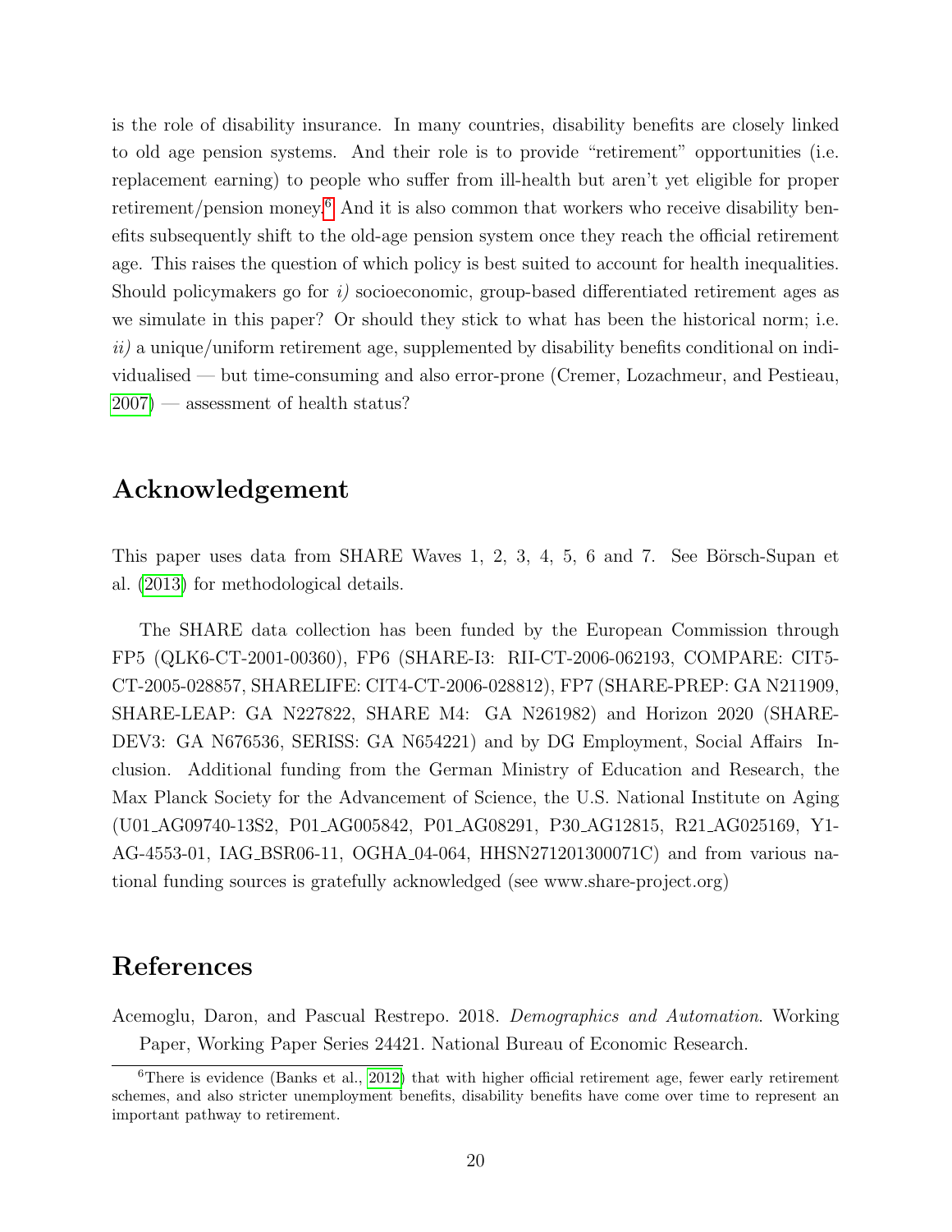is the role of disability insurance. In many countries, disability benefits are closely linked to old age pension systems. And their role is to provide "retirement" opportunities (i.e. replacement earning) to people who suffer from ill-health but aren't yet eligible for proper retirement/pension money.[6] And it is also common that workers who receive disability benefits subsequently shift to the old-age pension system once they reach the official retirement age. This raises the question of which policy is best suited to account for health inequalities. Should policymakers go for *i)* socioeconomic, group-based differentiated retirement ages as we simulate in this paper? Or should they stick to what has been the historical norm; i.e. *ii)* a unique/uniform retirement age, supplemented by disability benefits conditional on individualised — but time-consuming and also error-prone (Cremer, Lozachmeur, and Pestieau, 2007) — assessment of health status?

## Acknowledgement

This paper uses data from SHARE Waves 1, 2, 3, 4, 5, 6 and 7. See Börsch-Supan et al. (2013) for methodological details.

The SHARE data collection has been funded by the European Commission through FP5 (QLK6-CT-2001-00360), FP6 (SHARE-I3: RII-CT-2006-062193, COMPARE: CIT5-CT-2005-028857, SHARELIFE: CIT4-CT-2006-028812), FP7 (SHARE-PREP: GA N211909, SHARE-LEAP: GA N227822, SHARE M4: GA N261982) and Horizon 2020 (SHARE-DEV3: GA N676536, SERISS: GA N654221) and by DG Employment, Social Affairs Inclusion. Additional funding from the German Ministry of Education and Research, the Max Planck Society for the Advancement of Science, the U.S. National Institute on Aging (U01_AG09740-13S2, P01_AG005842, P01_AG08291, P30_AG12815, R21_AG025169, Y1-AG-4553-01, IAG_BSR06-11, OGHA_04-064, HHSN271201300071C) and from various national funding sources is gratefully acknowledged (see www.share-project.org)

## References

Acemoglu, Daron, and Pascual Restrepo. 2018. *Demographics and Automation*. Working Paper, Working Paper Series 24421. National Bureau of Economic Research.

[6]There is evidence (Banks et al., 2012) that with higher official retirement age, fewer early retirement schemes, and also stricter unemployment benefits, disability benefits have come over time to represent an important pathway to retirement.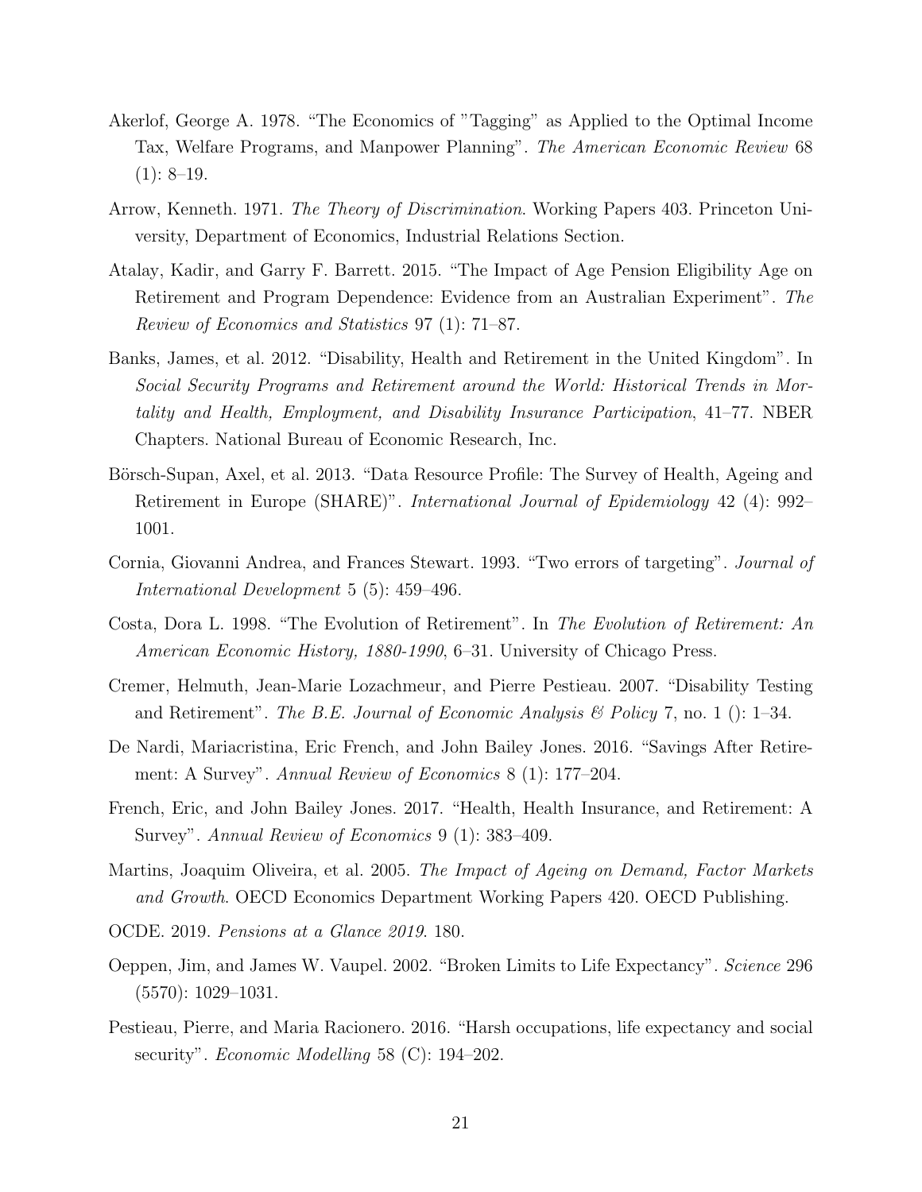Akerlof, George A. 1978. "The Economics of "Tagging" as Applied to the Optimal Income Tax, Welfare Programs, and Manpower Planning". *The American Economic Review* 68 (1): 8–19.

Arrow, Kenneth. 1971. *The Theory of Discrimination*. Working Papers 403. Princeton University, Department of Economics, Industrial Relations Section.

Atalay, Kadir, and Garry F. Barrett. 2015. "The Impact of Age Pension Eligibility Age on Retirement and Program Dependence: Evidence from an Australian Experiment". *The Review of Economics and Statistics* 97 (1): 71–87.

Banks, James, et al. 2012. "Disability, Health and Retirement in the United Kingdom". In *Social Security Programs and Retirement around the World: Historical Trends in Mortality and Health, Employment, and Disability Insurance Participation*, 41–77. NBER Chapters. National Bureau of Economic Research, Inc.

Börsch-Supan, Axel, et al. 2013. "Data Resource Profile: The Survey of Health, Ageing and Retirement in Europe (SHARE)". *International Journal of Epidemiology* 42 (4): 992–1001.

Cornia, Giovanni Andrea, and Frances Stewart. 1993. "Two errors of targeting". *Journal of International Development* 5 (5): 459–496.

Costa, Dora L. 1998. "The Evolution of Retirement". In *The Evolution of Retirement: An American Economic History, 1880-1990*, 6–31. University of Chicago Press.

Cremer, Helmuth, Jean-Marie Lozachmeur, and Pierre Pestieau. 2007. "Disability Testing and Retirement". *The B.E. Journal of Economic Analysis & Policy* 7, no. 1 (): 1–34.

De Nardi, Mariacristina, Eric French, and John Bailey Jones. 2016. "Savings After Retirement: A Survey". *Annual Review of Economics* 8 (1): 177–204.

French, Eric, and John Bailey Jones. 2017. "Health, Health Insurance, and Retirement: A Survey". *Annual Review of Economics* 9 (1): 383–409.

Martins, Joaquim Oliveira, et al. 2005. *The Impact of Ageing on Demand, Factor Markets and Growth*. OECD Economics Department Working Papers 420. OECD Publishing.

OCDE. 2019. *Pensions at a Glance 2019*. 180.

Oeppen, Jim, and James W. Vaupel. 2002. "Broken Limits to Life Expectancy". *Science* 296 (5570): 1029–1031.

Pestieau, Pierre, and Maria Racionero. 2016. "Harsh occupations, life expectancy and social security". *Economic Modelling* 58 (C): 194–202.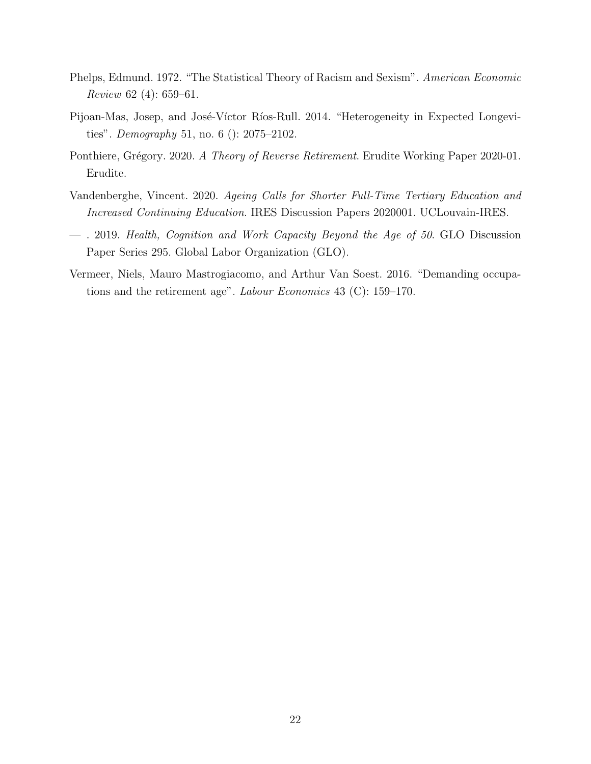Phelps, Edmund. 1972. "The Statistical Theory of Racism and Sexism". *American Economic Review* 62 (4): 659–61.

Pijoan-Mas, Josep, and José-Víctor Ríos-Rull. 2014. "Heterogeneity in Expected Longevities". *Demography* 51, no. 6 (): 2075–2102.

Ponthiere, Grégory. 2020. *A Theory of Reverse Retirement*. Erudite Working Paper 2020-01. Erudite.

Vandenberghe, Vincent. 2020. *Ageing Calls for Shorter Full-Time Tertiary Education and Increased Continuing Education*. IRES Discussion Papers 2020001. UCLouvain-IRES.

— . 2019. *Health, Cognition and Work Capacity Beyond the Age of 50*. GLO Discussion Paper Series 295. Global Labor Organization (GLO).

Vermeer, Niels, Mauro Mastrogiacomo, and Arthur Van Soest. 2016. "Demanding occupations and the retirement age". *Labour Economics* 43 (C): 159–170.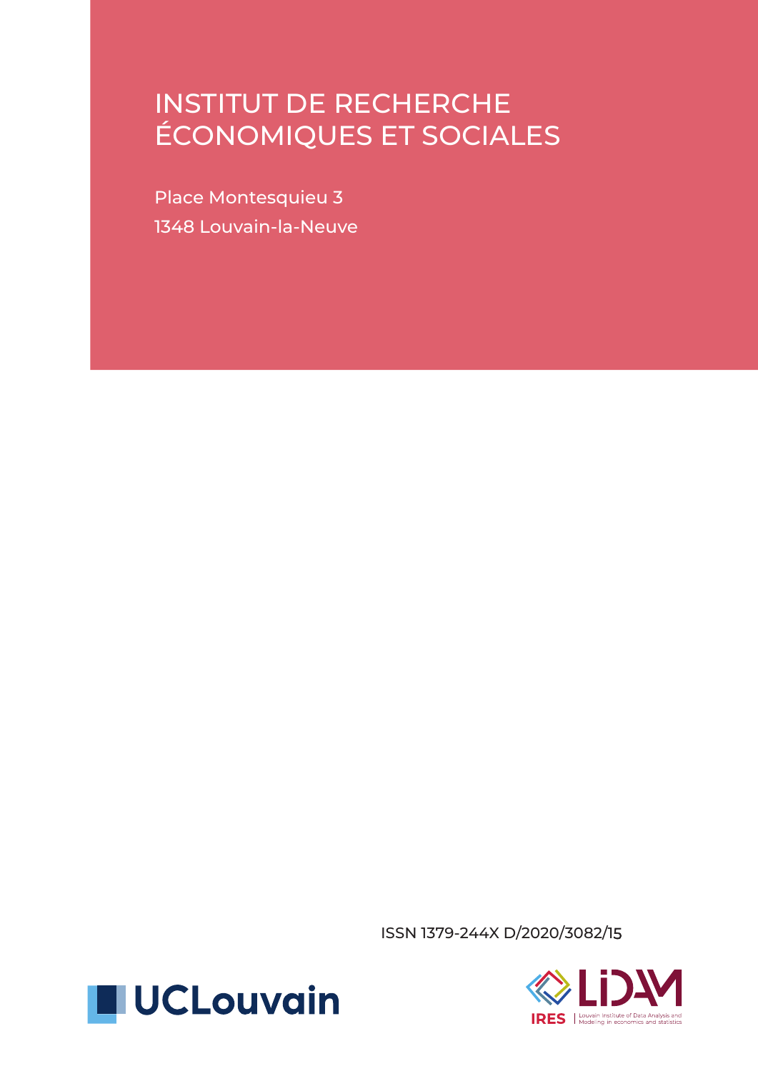INSTITUT DE RECHERCHE
ÉCONOMIQUES ET SOCIALES

Place Montesquieu 3
1348 Louvain-la-Neuve

ISSN 1379-244X D/2020/3082/15

UCLouvain

LIDAM

IRES | Louvain Institute of Data Analysis and Modeling in economics and statistics